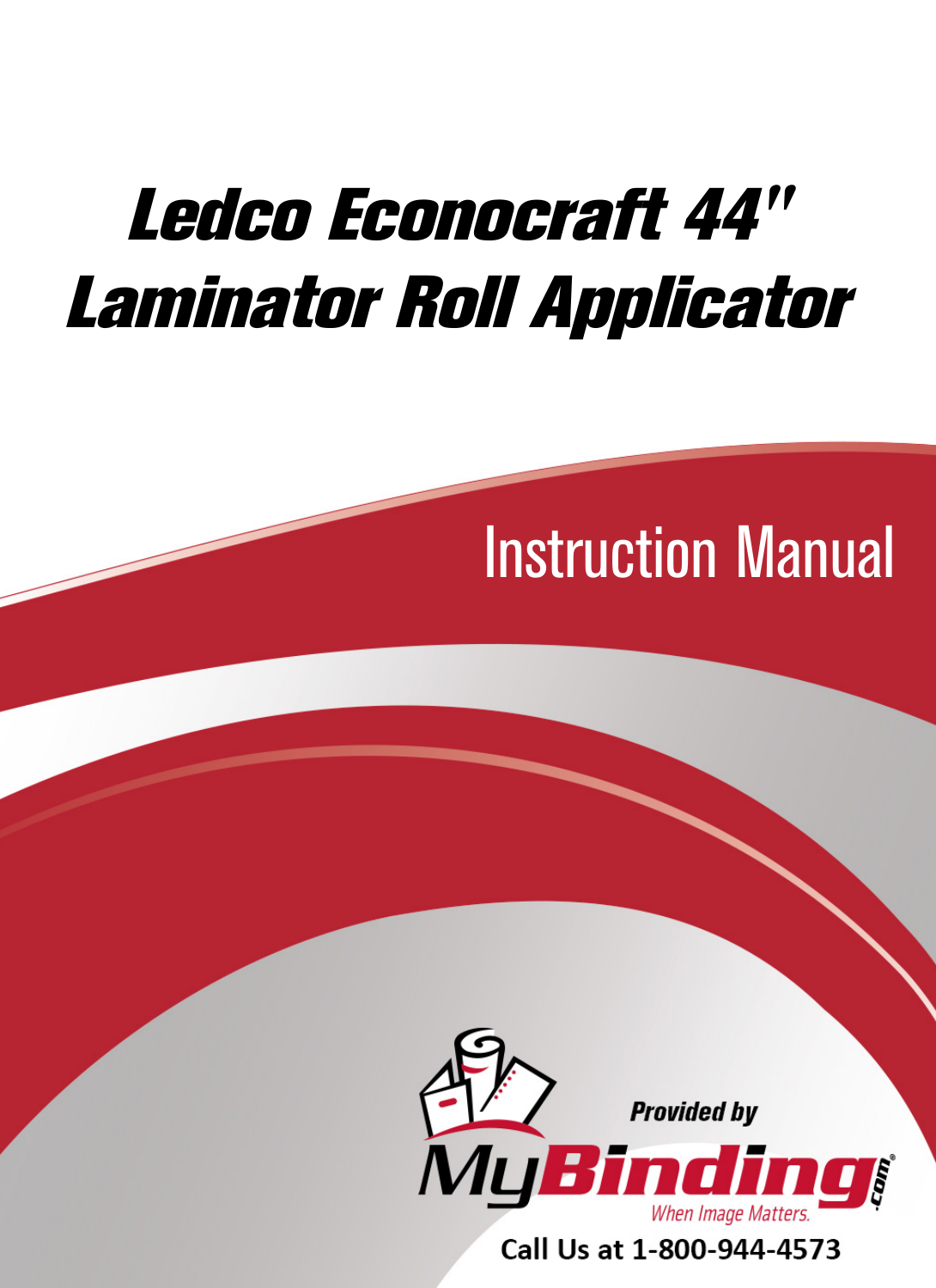# Ledco Econocraft 44" Laminator Roll Applicator

## Instruction Manual

Provided by

MyBinding.com

When Image Matters.

Call Us at 1-800-944-4573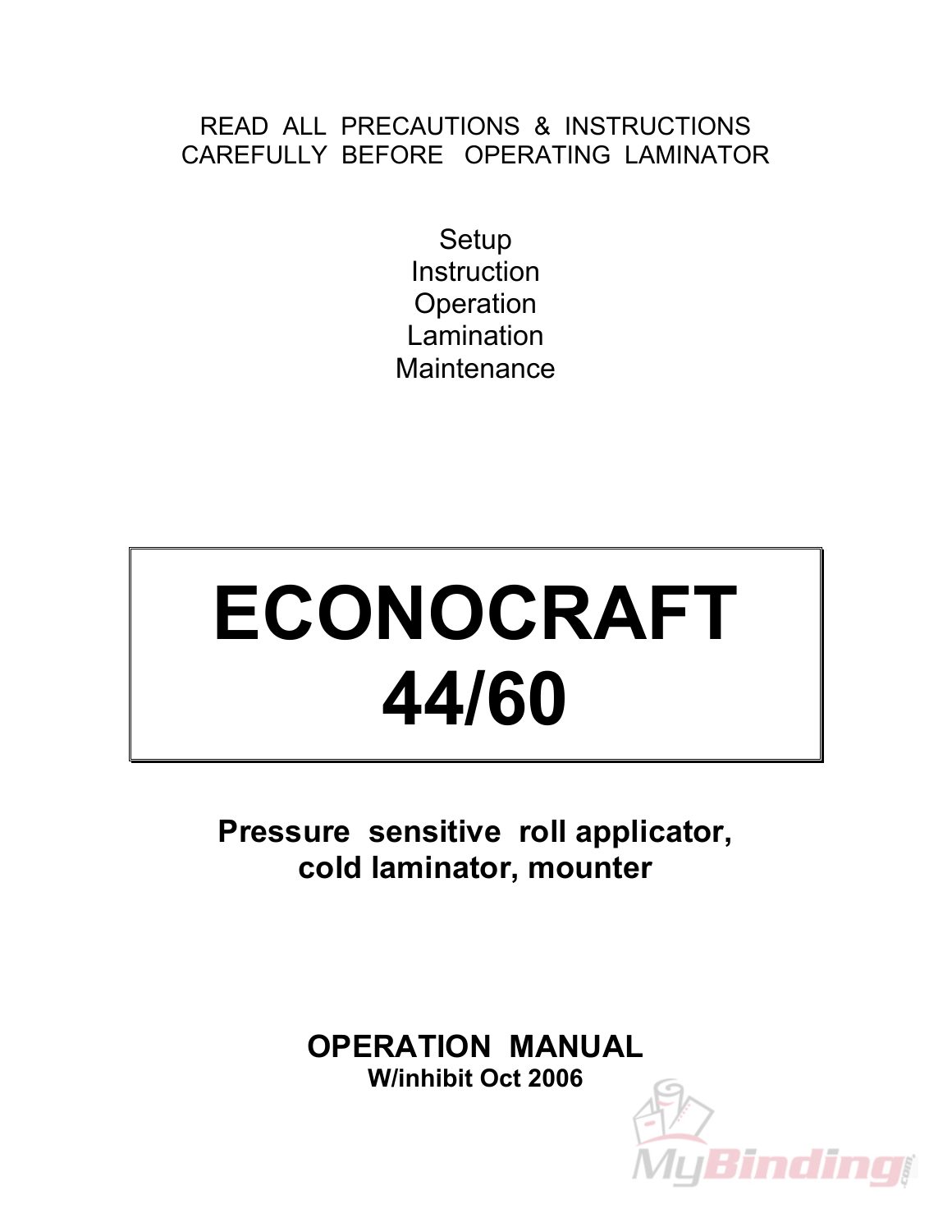READ ALL PRECAUTIONS & INSTRUCTIONS CAREFULLY BEFORE OPERATING LAMINATOR

Setup
Instruction
Operation
Lamination
Maintenance

# ECONOCRAFT 44/60

**Pressure sensitive roll applicator, cold laminator, mounter**

**OPERATION MANUAL**
**W/inhibit Oct 2006**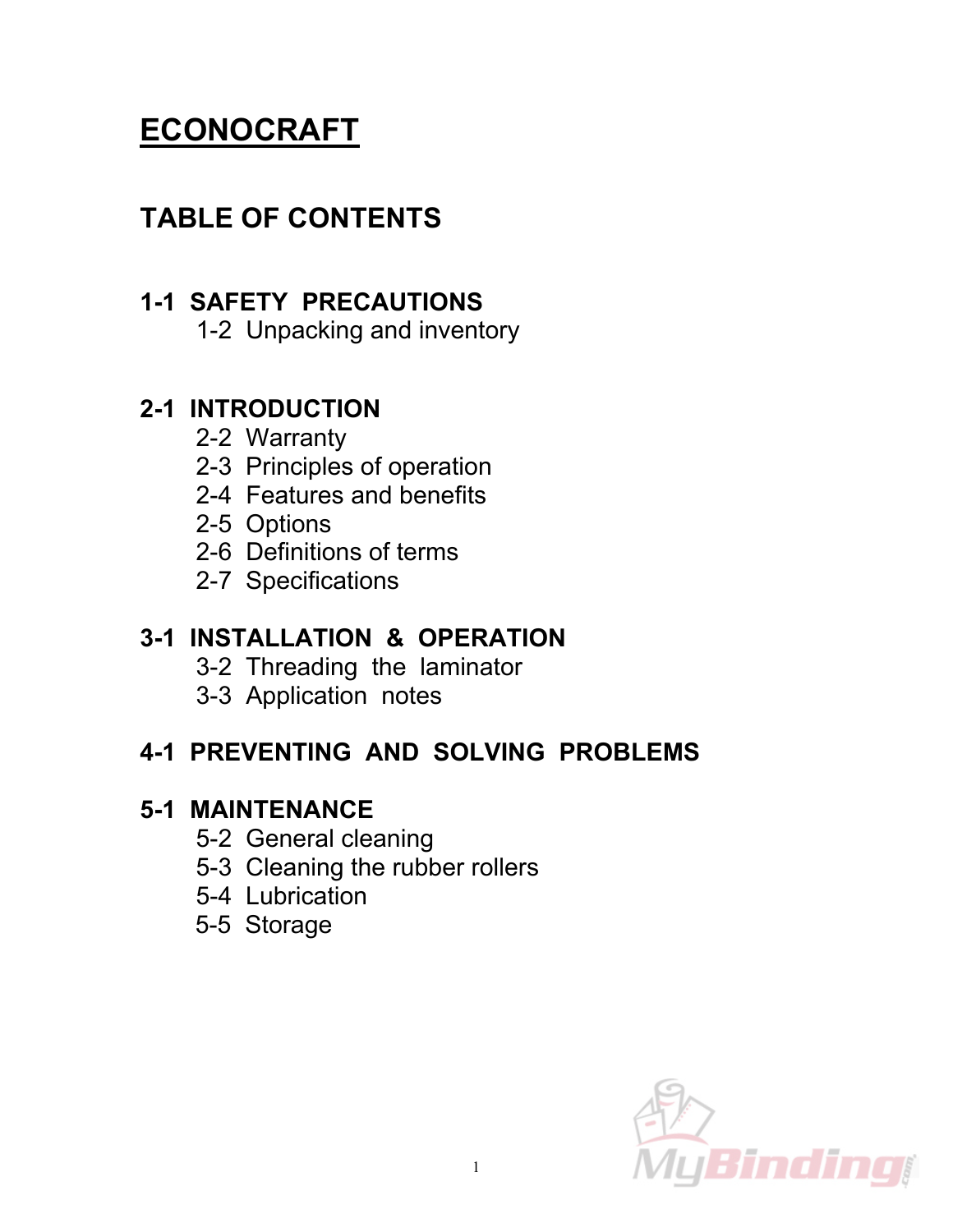# ECONOCRAFT

## TABLE OF CONTENTS

**1-1 SAFETY PRECAUTIONS**
- 1-2 Unpacking and inventory

**2-1 INTRODUCTION**
- 2-2 Warranty
- 2-3 Principles of operation
- 2-4 Features and benefits
- 2-5 Options
- 2-6 Definitions of terms
- 2-7 Specifications

**3-1 INSTALLATION & OPERATION**
- 3-2 Threading the laminator
- 3-3 Application notes

**4-1 PREVENTING AND SOLVING PROBLEMS**

**5-1 MAINTENANCE**
- 5-2 General cleaning
- 5-3 Cleaning the rubber rollers
- 5-4 Lubrication
- 5-5 Storage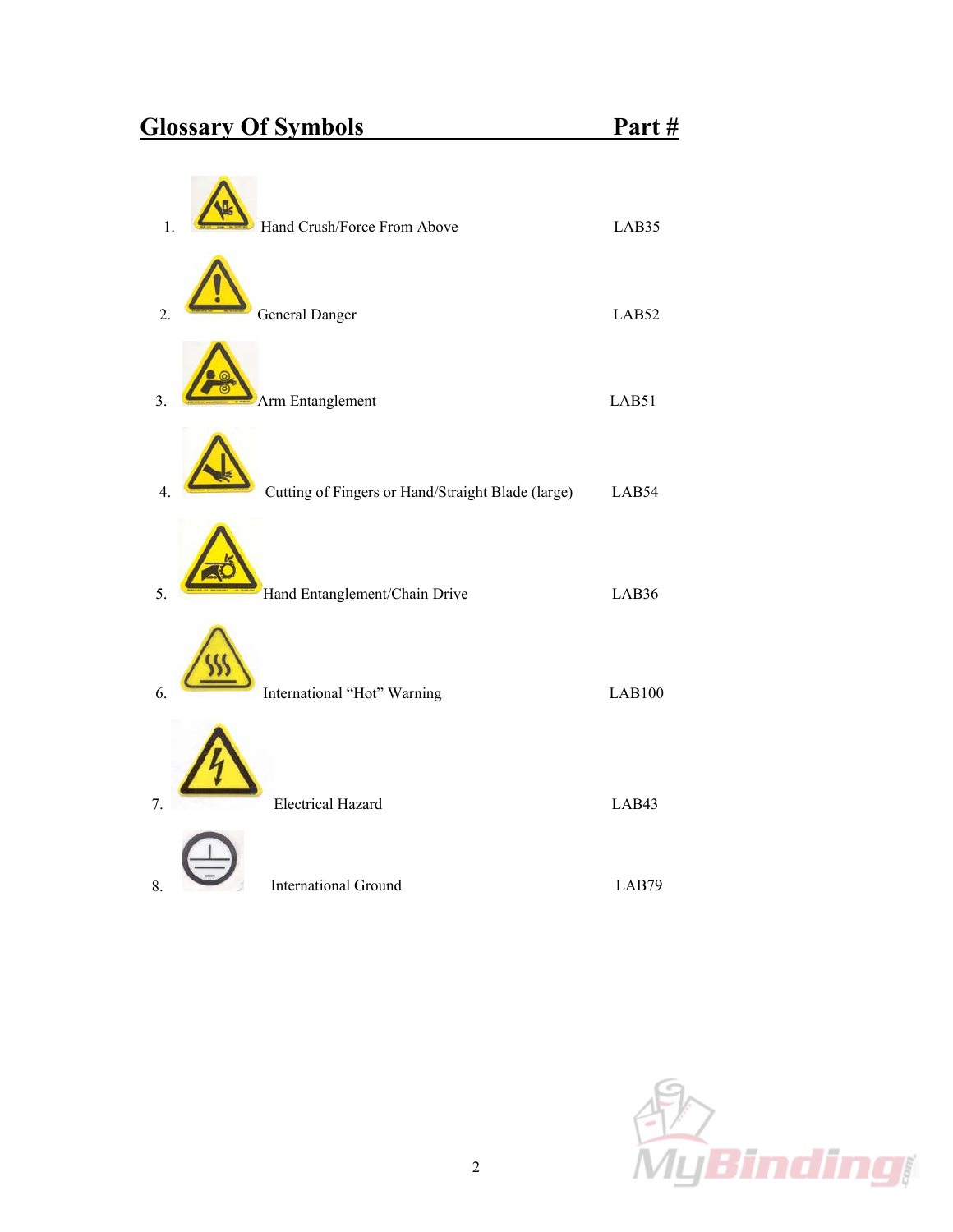## Glossary Of Symbols

| # | Symbol | Part # |
|---|---|---|
| 1. | Hand Crush/Force From Above | LAB35 |
| 2. | General Danger | LAB52 |
| 3. | Arm Entanglement | LAB51 |
| 4. | Cutting of Fingers or Hand/Straight Blade (large) | LAB54 |
| 5. | Hand Entanglement/Chain Drive | LAB36 |
| 6. | International "Hot" Warning | LAB100 |
| 7. | Electrical Hazard | LAB43 |
| 8. | International Ground | LAB79 |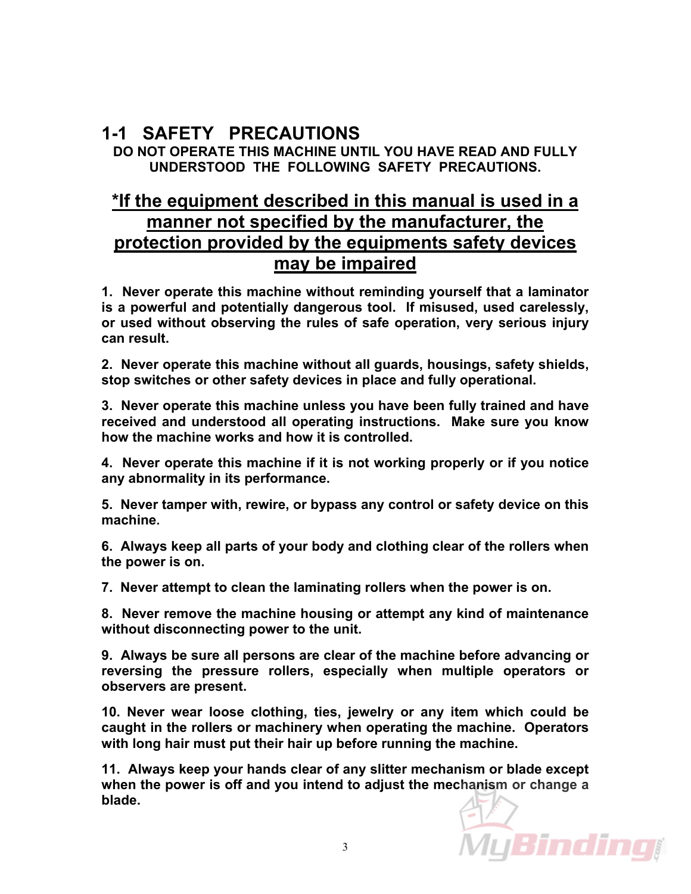## 1-1 SAFETY PRECAUTIONS

**DO NOT OPERATE THIS MACHINE UNTIL YOU HAVE READ AND FULLY UNDERSTOOD THE FOLLOWING SAFETY PRECAUTIONS.**

**\*If the equipment described in this manual is used in a manner not specified by the manufacturer, the protection provided by the equipments safety devices may be impaired**

**1. Never operate this machine without reminding yourself that a laminator is a powerful and potentially dangerous tool. If misused, used carelessly, or used without observing the rules of safe operation, very serious injury can result.**

**2. Never operate this machine without all guards, housings, safety shields, stop switches or other safety devices in place and fully operational.**

**3. Never operate this machine unless you have been fully trained and have received and understood all operating instructions. Make sure you know how the machine works and how it is controlled.**

**4. Never operate this machine if it is not working properly or if you notice any abnormality in its performance.**

**5. Never tamper with, rewire, or bypass any control or safety device on this machine.**

**6. Always keep all parts of your body and clothing clear of the rollers when the power is on.**

**7. Never attempt to clean the laminating rollers when the power is on.**

**8. Never remove the machine housing or attempt any kind of maintenance without disconnecting power to the unit.**

**9. Always be sure all persons are clear of the machine before advancing or reversing the pressure rollers, especially when multiple operators or observers are present.**

**10. Never wear loose clothing, ties, jewelry or any item which could be caught in the rollers or machinery when operating the machine. Operators with long hair must put their hair up before running the machine.**

**11. Always keep your hands clear of any slitter mechanism or blade except when the power is off and you intend to adjust the mechanism or change a blade.**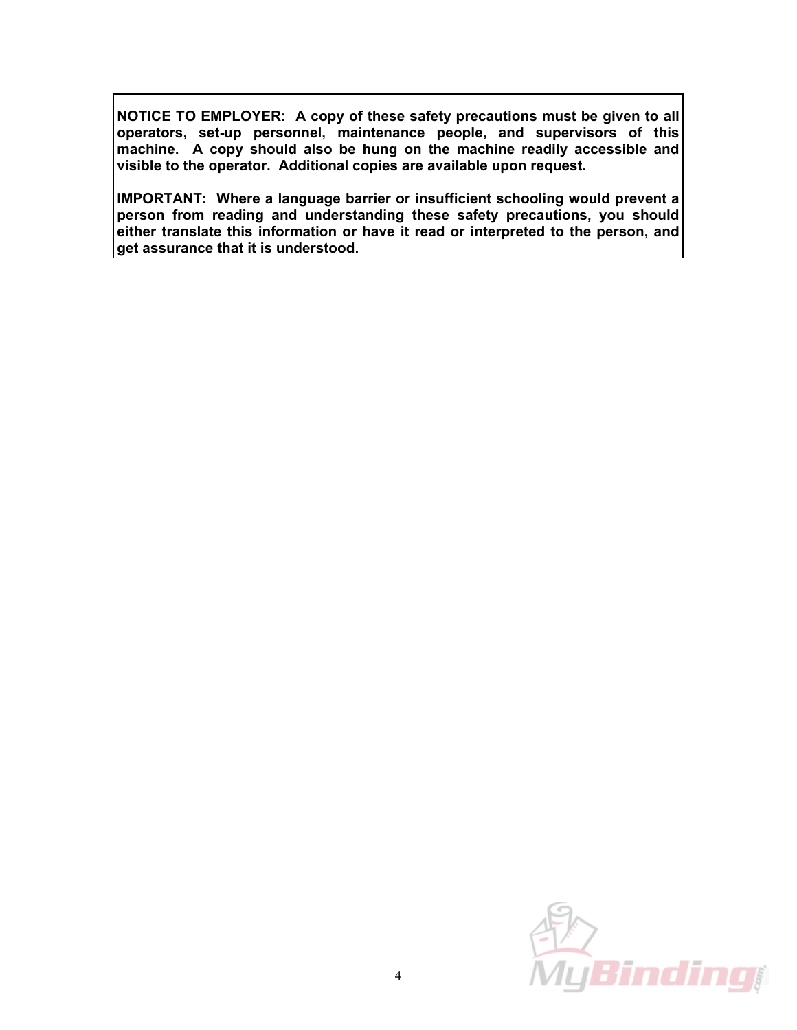**NOTICE TO EMPLOYER: A copy of these safety precautions must be given to all operators, set-up personnel, maintenance people, and supervisors of this machine. A copy should also be hung on the machine readily accessible and visible to the operator. Additional copies are available upon request.**

**IMPORTANT: Where a language barrier or insufficient schooling would prevent a person from reading and understanding these safety precautions, you should either translate this information or have it read or interpreted to the person, and get assurance that it is understood.**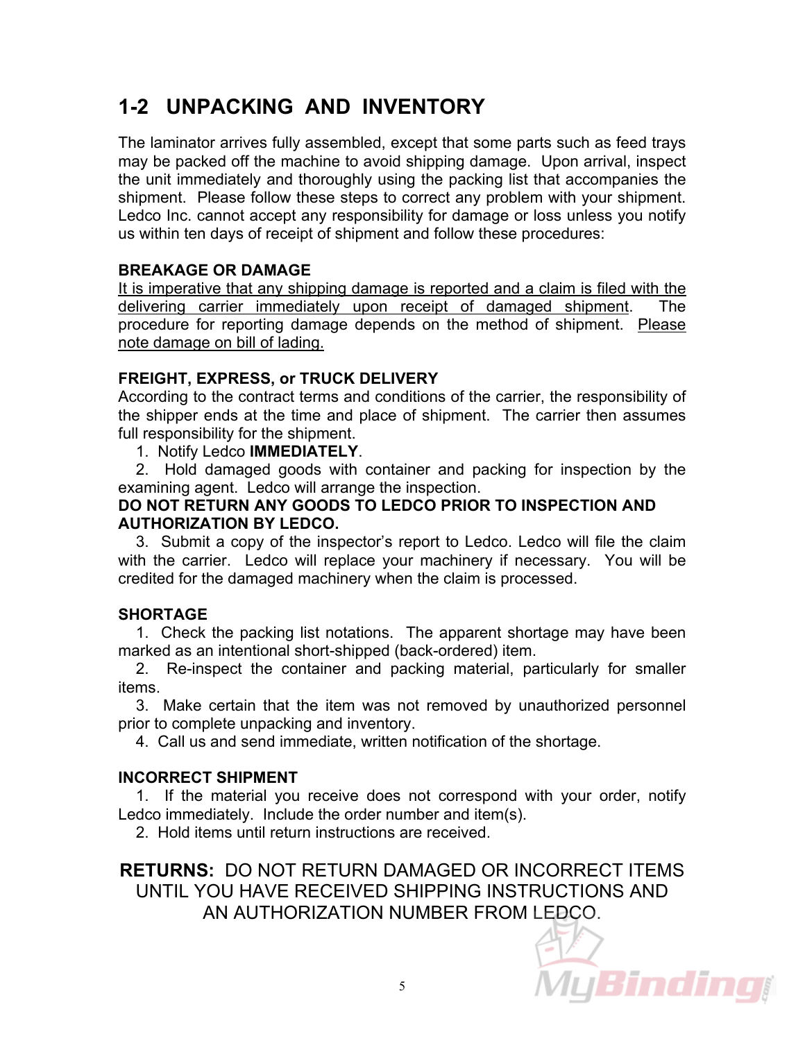## 1-2 UNPACKING AND INVENTORY

The laminator arrives fully assembled, except that some parts such as feed trays may be packed off the machine to avoid shipping damage. Upon arrival, inspect the unit immediately and thoroughly using the packing list that accompanies the shipment. Please follow these steps to correct any problem with your shipment. Ledco Inc. cannot accept any responsibility for damage or loss unless you notify us within ten days of receipt of shipment and follow these procedures:

**BREAKAGE OR DAMAGE**

It is imperative that any shipping damage is reported and a claim is filed with the delivering carrier immediately upon receipt of damaged shipment. The procedure for reporting damage depends on the method of shipment. Please note damage on bill of lading.

**FREIGHT, EXPRESS, or TRUCK DELIVERY**

According to the contract terms and conditions of the carrier, the responsibility of the shipper ends at the time and place of shipment. The carrier then assumes full responsibility for the shipment.

1. Notify Ledco **IMMEDIATELY**.
2. Hold damaged goods with container and packing for inspection by the examining agent. Ledco will arrange the inspection.

**DO NOT RETURN ANY GOODS TO LEDCO PRIOR TO INSPECTION AND AUTHORIZATION BY LEDCO.**

3. Submit a copy of the inspector's report to Ledco. Ledco will file the claim with the carrier. Ledco will replace your machinery if necessary. You will be credited for the damaged machinery when the claim is processed.

**SHORTAGE**

1. Check the packing list notations. The apparent shortage may have been marked as an intentional short-shipped (back-ordered) item.
2. Re-inspect the container and packing material, particularly for smaller items.
3. Make certain that the item was not removed by unauthorized personnel prior to complete unpacking and inventory.
4. Call us and send immediate, written notification of the shortage.

**INCORRECT SHIPMENT**

1. If the material you receive does not correspond with your order, notify Ledco immediately. Include the order number and item(s).
2. Hold items until return instructions are received.

**RETURNS:** DO NOT RETURN DAMAGED OR INCORRECT ITEMS UNTIL YOU HAVE RECEIVED SHIPPING INSTRUCTIONS AND AN AUTHORIZATION NUMBER FROM LEDCO.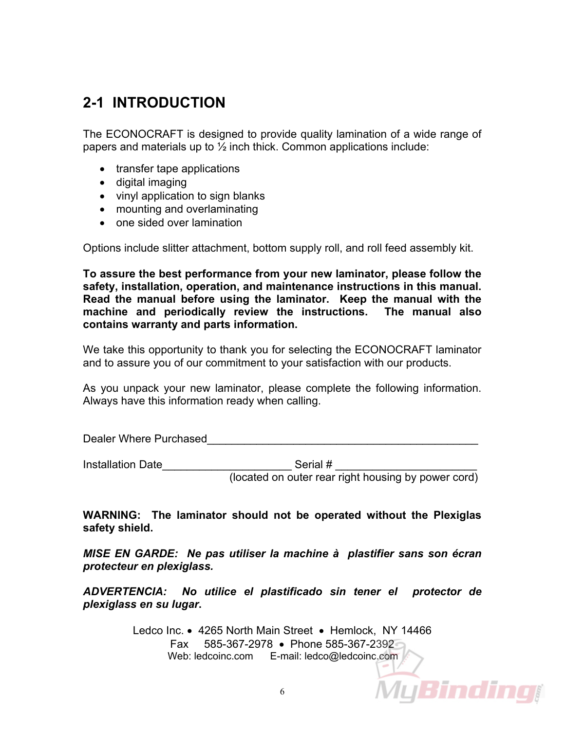## 2-1 INTRODUCTION

The ECONOCRAFT is designed to provide quality lamination of a wide range of papers and materials up to ½ inch thick. Common applications include:

- transfer tape applications
- digital imaging
- vinyl application to sign blanks
- mounting and overlaminating
- one sided over lamination

Options include slitter attachment, bottom supply roll, and roll feed assembly kit.

**To assure the best performance from your new laminator, please follow the safety, installation, operation, and maintenance instructions in this manual. Read the manual before using the laminator. Keep the manual with the machine and periodically review the instructions. The manual also contains warranty and parts information.**

We take this opportunity to thank you for selecting the ECONOCRAFT laminator and to assure you of our commitment to your satisfaction with our products.

As you unpack your new laminator, please complete the following information. Always have this information ready when calling.

Dealer Where Purchased_____________________________________________

Installation Date_____________________ Serial # _______________________
(located on outer rear right housing by power cord)

**WARNING: The laminator should not be operated without the Plexiglas safety shield.**

***MISE EN GARDE: Ne pas utiliser la machine à plastifier sans son écran protecteur en plexiglass.***

***ADVERTENCIA: No utilice el plastificado sin tener el protector de plexiglass en su lugar.***

Ledco Inc. • 4265 North Main Street • Hemlock, NY 14466
Fax 585-367-2978 • Phone 585-367-2392
Web: ledcoinc.com E-mail: ledco@ledcoinc.com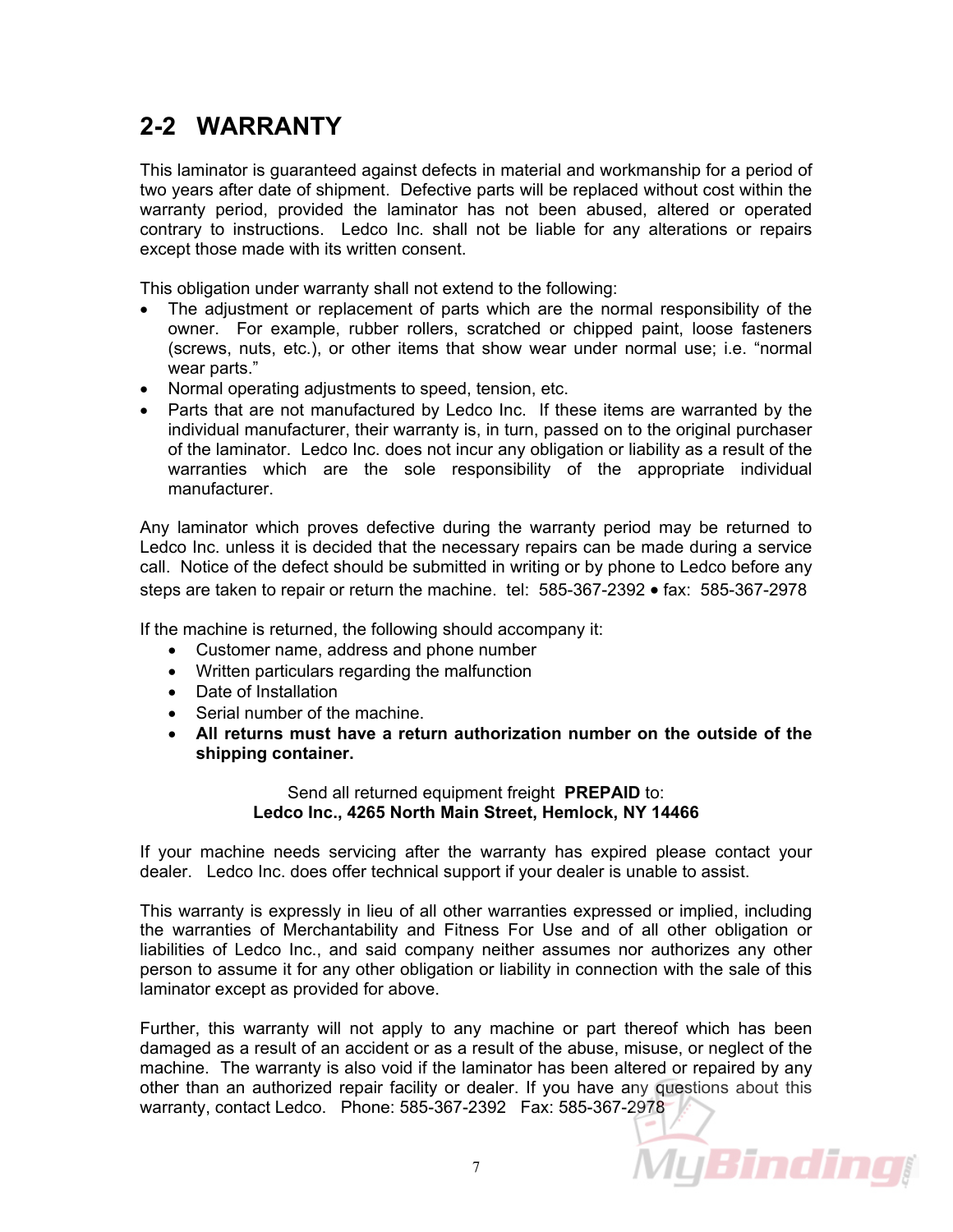## 2-2 WARRANTY

This laminator is guaranteed against defects in material and workmanship for a period of two years after date of shipment. Defective parts will be replaced without cost within the warranty period, provided the laminator has not been abused, altered or operated contrary to instructions. Ledco Inc. shall not be liable for any alterations or repairs except those made with its written consent.

This obligation under warranty shall not extend to the following:

- The adjustment or replacement of parts which are the normal responsibility of the owner. For example, rubber rollers, scratched or chipped paint, loose fasteners (screws, nuts, etc.), or other items that show wear under normal use; i.e. "normal wear parts."
- Normal operating adjustments to speed, tension, etc.
- Parts that are not manufactured by Ledco Inc. If these items are warranted by the individual manufacturer, their warranty is, in turn, passed on to the original purchaser of the laminator. Ledco Inc. does not incur any obligation or liability as a result of the warranties which are the sole responsibility of the appropriate individual manufacturer.

Any laminator which proves defective during the warranty period may be returned to Ledco Inc. unless it is decided that the necessary repairs can be made during a service call. Notice of the defect should be submitted in writing or by phone to Ledco before any steps are taken to repair or return the machine. tel: 585-367-2392 • fax: 585-367-2978

If the machine is returned, the following should accompany it:

- Customer name, address and phone number
- Written particulars regarding the malfunction
- Date of Installation
- Serial number of the machine.
- **All returns must have a return authorization number on the outside of the shipping container.**

Send all returned equipment freight **PREPAID** to:
**Ledco Inc., 4265 North Main Street, Hemlock, NY 14466**

If your machine needs servicing after the warranty has expired please contact your dealer. Ledco Inc. does offer technical support if your dealer is unable to assist.

This warranty is expressly in lieu of all other warranties expressed or implied, including the warranties of Merchantability and Fitness For Use and of all other obligation or liabilities of Ledco Inc., and said company neither assumes nor authorizes any other person to assume it for any other obligation or liability in connection with the sale of this laminator except as provided for above.

Further, this warranty will not apply to any machine or part thereof which has been damaged as a result of an accident or as a result of the abuse, misuse, or neglect of the machine. The warranty is also void if the laminator has been altered or repaired by any other than an authorized repair facility or dealer. If you have any questions about this warranty, contact Ledco. Phone: 585-367-2392 Fax: 585-367-2978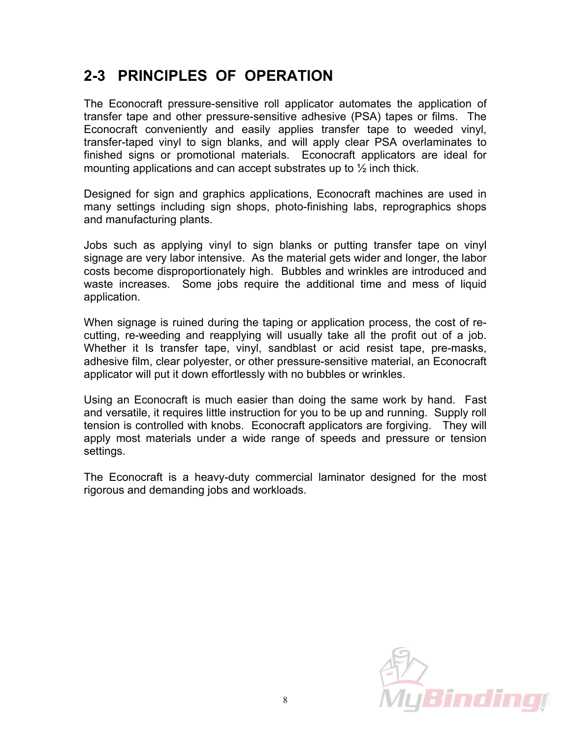## 2-3 PRINCIPLES OF OPERATION

The Econocraft pressure-sensitive roll applicator automates the application of transfer tape and other pressure-sensitive adhesive (PSA) tapes or films. The Econocraft conveniently and easily applies transfer tape to weeded vinyl, transfer-taped vinyl to sign blanks, and will apply clear PSA overlaminates to finished signs or promotional materials. Econocraft applicators are ideal for mounting applications and can accept substrates up to ½ inch thick.

Designed for sign and graphics applications, Econocraft machines are used in many settings including sign shops, photo-finishing labs, reprographics shops and manufacturing plants.

Jobs such as applying vinyl to sign blanks or putting transfer tape on vinyl signage are very labor intensive. As the material gets wider and longer, the labor costs become disproportionately high. Bubbles and wrinkles are introduced and waste increases. Some jobs require the additional time and mess of liquid application.

When signage is ruined during the taping or application process, the cost of re-cutting, re-weeding and reapplying will usually take all the profit out of a job. Whether it Is transfer tape, vinyl, sandblast or acid resist tape, pre-masks, adhesive film, clear polyester, or other pressure-sensitive material, an Econocraft applicator will put it down effortlessly with no bubbles or wrinkles.

Using an Econocraft is much easier than doing the same work by hand. Fast and versatile, it requires little instruction for you to be up and running. Supply roll tension is controlled with knobs. Econocraft applicators are forgiving. They will apply most materials under a wide range of speeds and pressure or tension settings.

The Econocraft is a heavy-duty commercial laminator designed for the most rigorous and demanding jobs and workloads.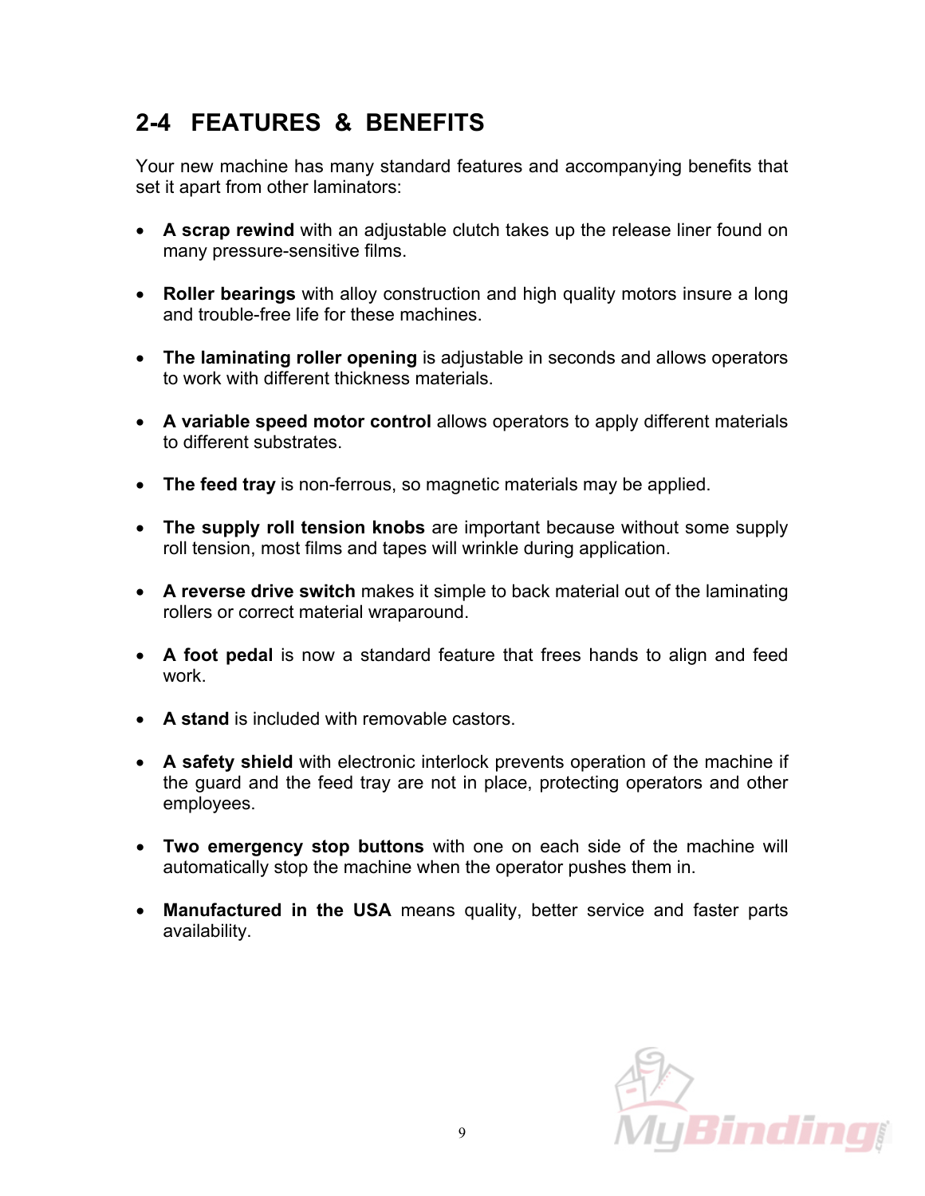## 2-4 FEATURES & BENEFITS

Your new machine has many standard features and accompanying benefits that set it apart from other laminators:

- **A scrap rewind** with an adjustable clutch takes up the release liner found on many pressure-sensitive films.
- **Roller bearings** with alloy construction and high quality motors insure a long and trouble-free life for these machines.
- **The laminating roller opening** is adjustable in seconds and allows operators to work with different thickness materials.
- **A variable speed motor control** allows operators to apply different materials to different substrates.
- **The feed tray** is non-ferrous, so magnetic materials may be applied.
- **The supply roll tension knobs** are important because without some supply roll tension, most films and tapes will wrinkle during application.
- **A reverse drive switch** makes it simple to back material out of the laminating rollers or correct material wraparound.
- **A foot pedal** is now a standard feature that frees hands to align and feed work.
- **A stand** is included with removable castors.
- **A safety shield** with electronic interlock prevents operation of the machine if the guard and the feed tray are not in place, protecting operators and other employees.
- **Two emergency stop buttons** with one on each side of the machine will automatically stop the machine when the operator pushes them in.
- **Manufactured in the USA** means quality, better service and faster parts availability.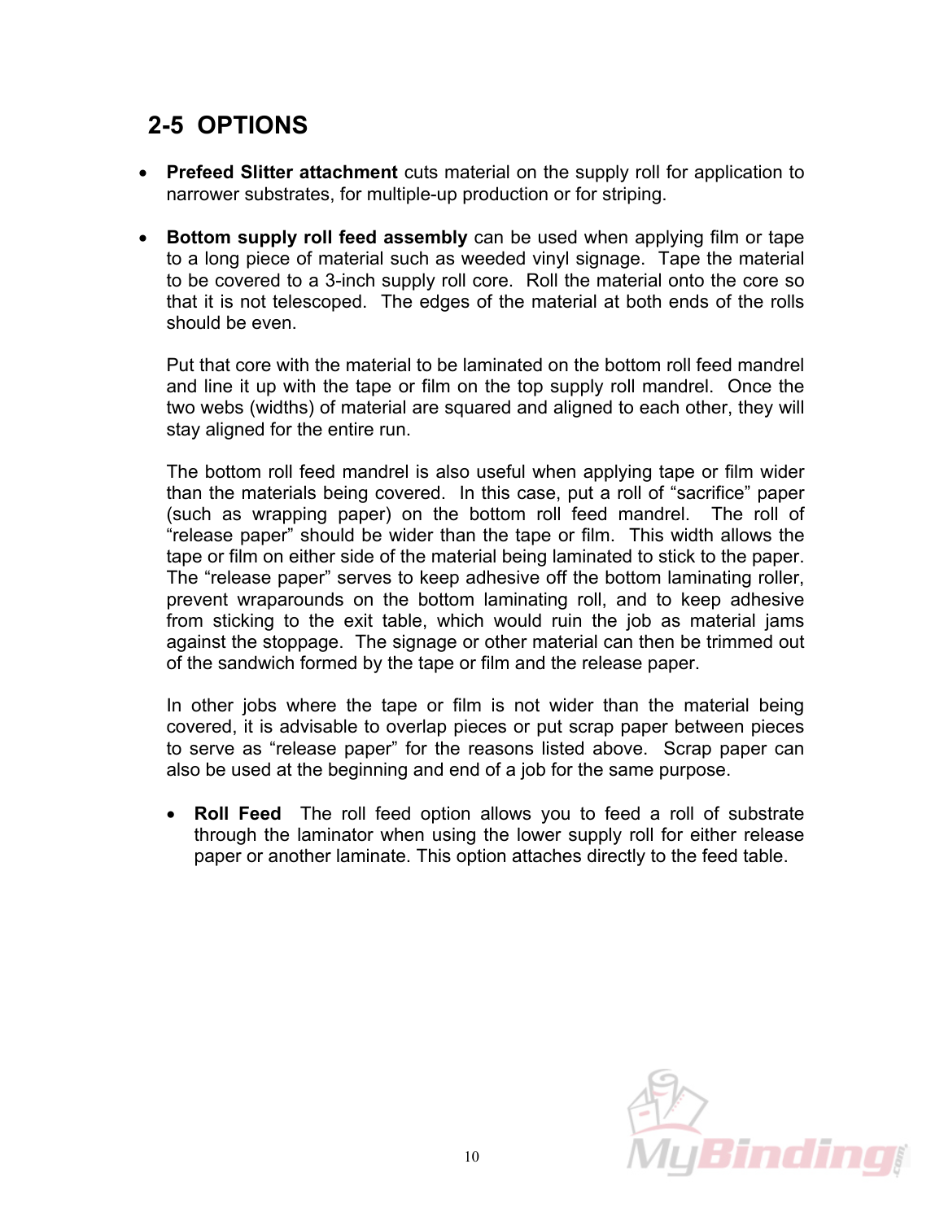## 2-5 OPTIONS

- **Prefeed Slitter attachment** cuts material on the supply roll for application to narrower substrates, for multiple-up production or for striping.

- **Bottom supply roll feed assembly** can be used when applying film or tape to a long piece of material such as weeded vinyl signage. Tape the material to be covered to a 3-inch supply roll core. Roll the material onto the core so that it is not telescoped. The edges of the material at both ends of the rolls should be even.

  Put that core with the material to be laminated on the bottom roll feed mandrel and line it up with the tape or film on the top supply roll mandrel. Once the two webs (widths) of material are squared and aligned to each other, they will stay aligned for the entire run.

  The bottom roll feed mandrel is also useful when applying tape or film wider than the materials being covered. In this case, put a roll of "sacrifice" paper (such as wrapping paper) on the bottom roll feed mandrel. The roll of "release paper" should be wider than the tape or film. This width allows the tape or film on either side of the material being laminated to stick to the paper. The "release paper" serves to keep adhesive off the bottom laminating roller, prevent wraparounds on the bottom laminating roll, and to keep adhesive from sticking to the exit table, which would ruin the job as material jams against the stoppage. The signage or other material can then be trimmed out of the sandwich formed by the tape or film and the release paper.

  In other jobs where the tape or film is not wider than the material being covered, it is advisable to overlap pieces or put scrap paper between pieces to serve as "release paper" for the reasons listed above. Scrap paper can also be used at the beginning and end of a job for the same purpose.

  - **Roll Feed** The roll feed option allows you to feed a roll of substrate through the laminator when using the lower supply roll for either release paper or another laminate. This option attaches directly to the feed table.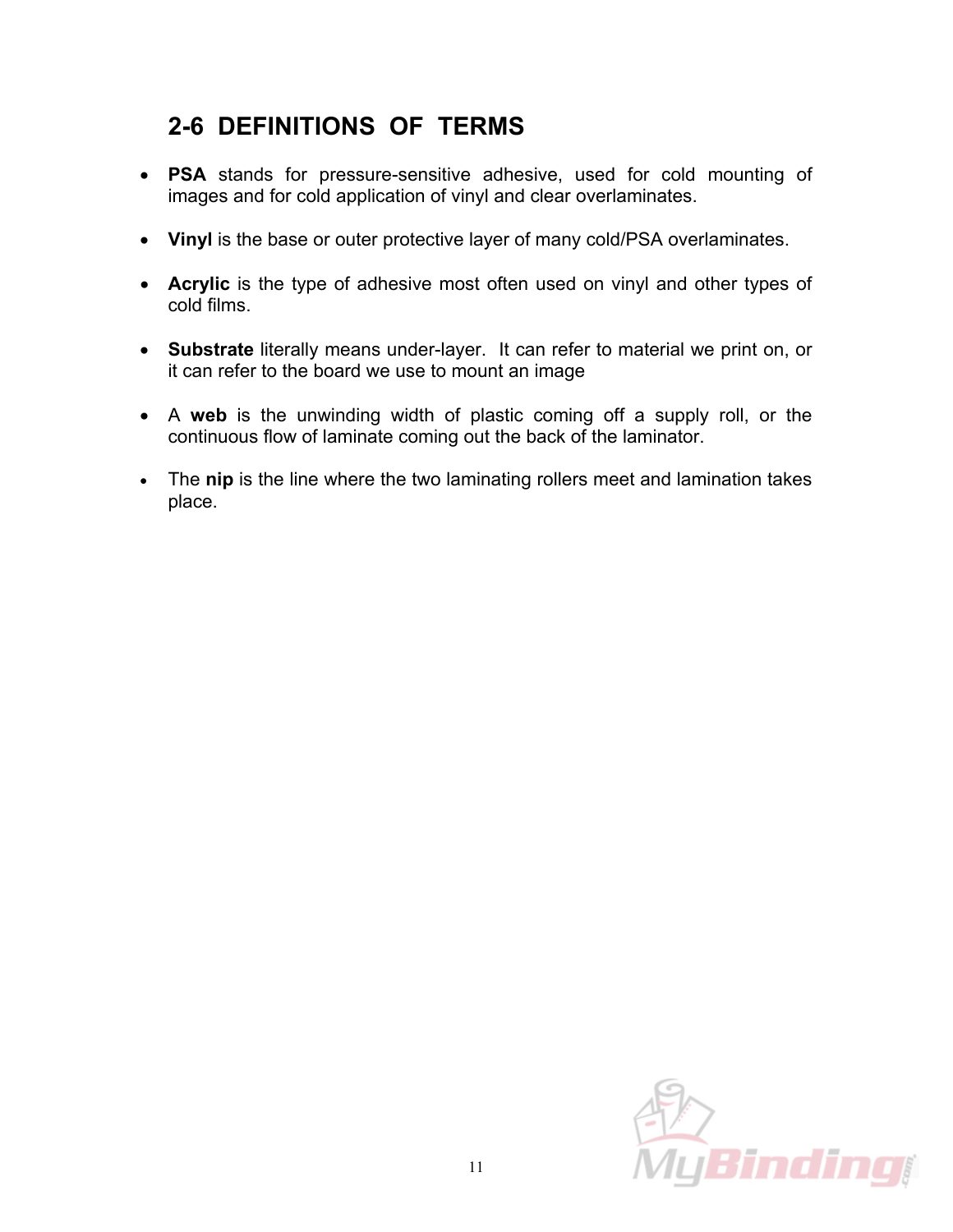## 2-6 DEFINITIONS OF TERMS

- **PSA** stands for pressure-sensitive adhesive, used for cold mounting of images and for cold application of vinyl and clear overlaminates.

- **Vinyl** is the base or outer protective layer of many cold/PSA overlaminates.

- **Acrylic** is the type of adhesive most often used on vinyl and other types of cold films.

- **Substrate** literally means under-layer. It can refer to material we print on, or it can refer to the board we use to mount an image

- A **web** is the unwinding width of plastic coming off a supply roll, or the continuous flow of laminate coming out the back of the laminator.

- The **nip** is the line where the two laminating rollers meet and lamination takes place.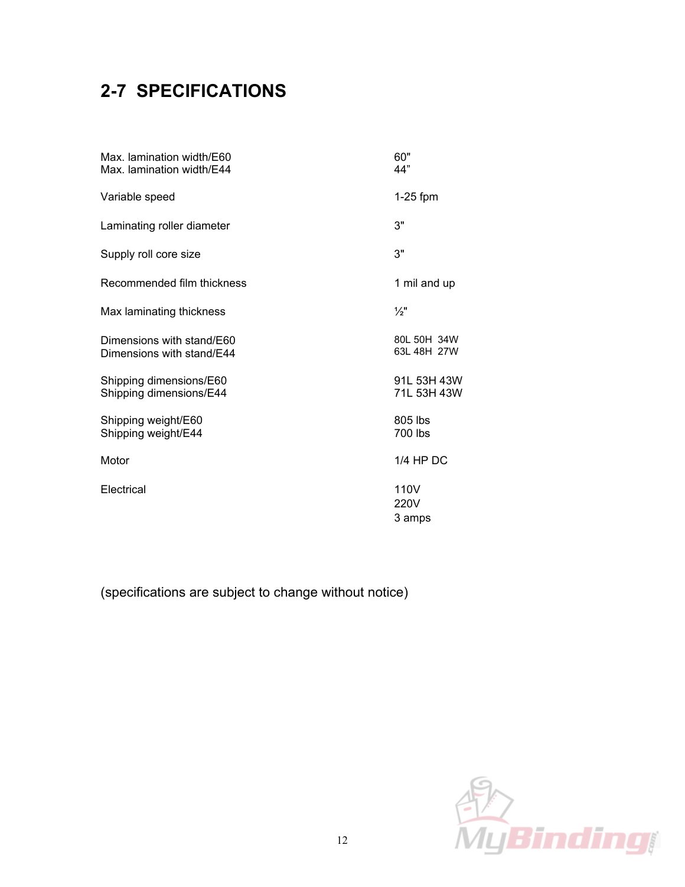## 2-7 SPECIFICATIONS

| | |
|---|---|
| Max. lamination width/E60 | 60" |
| Max. lamination width/E44 | 44" |
| Variable speed | 1-25 fpm |
| Laminating roller diameter | 3" |
| Supply roll core size | 3" |
| Recommended film thickness | 1 mil and up |
| Max laminating thickness | ½" |
| Dimensions with stand/E60 | 80L 50H 34W |
| Dimensions with stand/E44 | 63L 48H 27W |
| Shipping dimensions/E60 | 91L 53H 43W |
| Shipping dimensions/E44 | 71L 53H 43W |
| Shipping weight/E60 | 805 lbs |
| Shipping weight/E44 | 700 lbs |
| Motor | 1/4 HP DC |
| Electrical | 110V<br>220V<br>3 amps |

(specifications are subject to change without notice)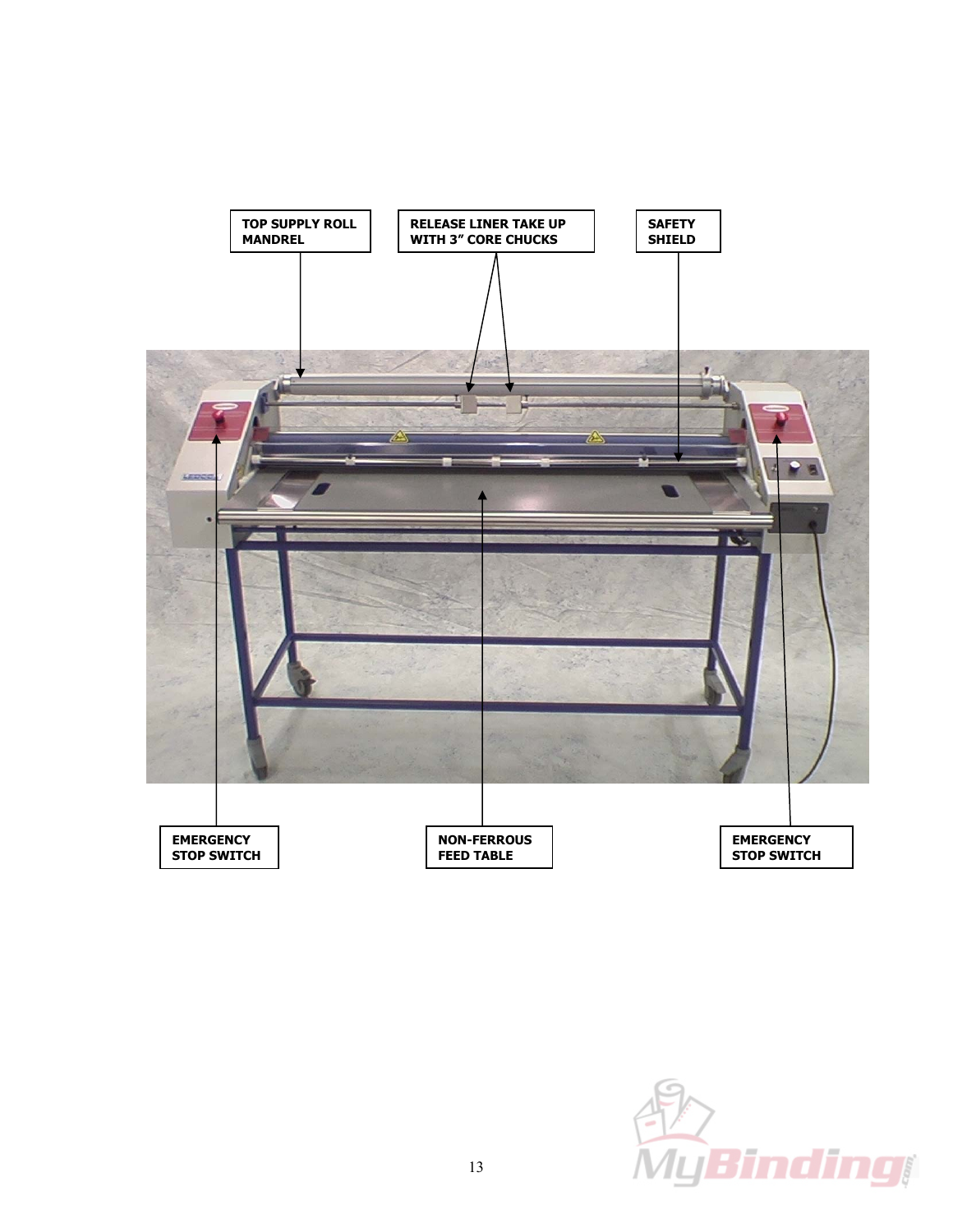TOP SUPPLY ROLL MANDREL

RELEASE LINER TAKE UP WITH 3" CORE CHUCKS

SAFETY SHIELD

EMERGENCY STOP SWITCH

NON-FERROUS FEED TABLE

EMERGENCY STOP SWITCH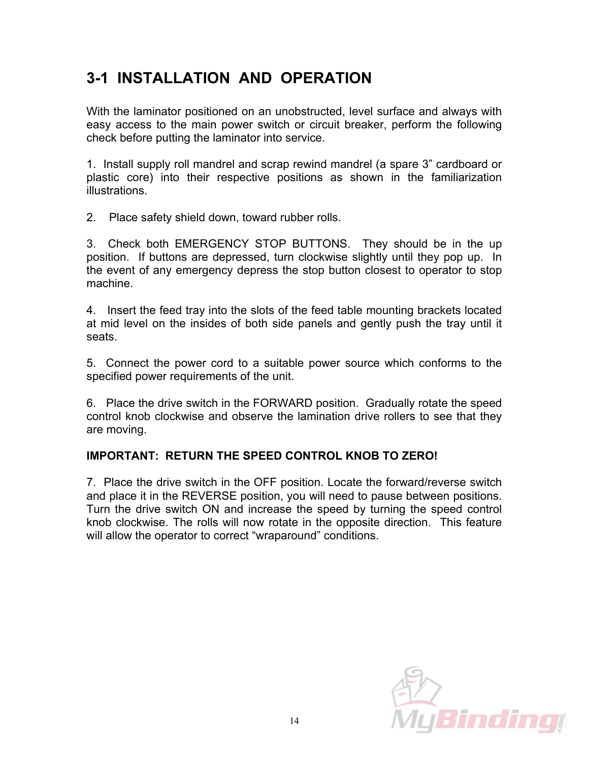# 3-1 INSTALLATION AND OPERATION

With the laminator positioned on an unobstructed, level surface and always with easy access to the main power switch or circuit breaker, perform the following check before putting the laminator into service.

1. Install supply roll mandrel and scrap rewind mandrel (a spare 3" cardboard or plastic core) into their respective positions as shown in the familiarization illustrations.

2. Place safety shield down, toward rubber rolls.

3. Check both EMERGENCY STOP BUTTONS. They should be in the up position. If buttons are depressed, turn clockwise slightly until they pop up. In the event of any emergency depress the stop button closest to operator to stop machine.

4. Insert the feed tray into the slots of the feed table mounting brackets located at mid level on the insides of both side panels and gently push the tray until it seats.

5. Connect the power cord to a suitable power source which conforms to the specified power requirements of the unit.

6. Place the drive switch in the FORWARD position. Gradually rotate the speed control knob clockwise and observe the lamination drive rollers to see that they are moving.

**IMPORTANT: RETURN THE SPEED CONTROL KNOB TO ZERO!**

7. Place the drive switch in the OFF position. Locate the forward/reverse switch and place it in the REVERSE position, you will need to pause between positions. Turn the drive switch ON and increase the speed by turning the speed control knob clockwise. The rolls will now rotate in the opposite direction. This feature will allow the operator to correct "wraparound" conditions.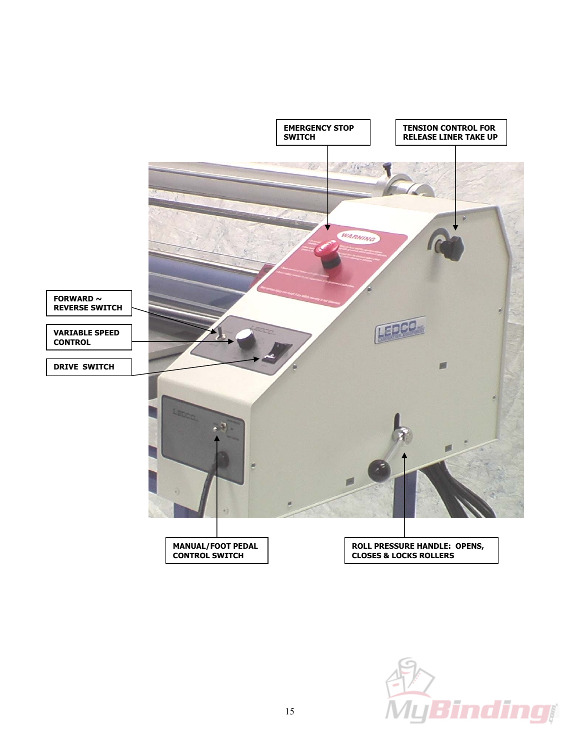EMERGENCY STOP SWITCH

TENSION CONTROL FOR RELEASE LINER TAKE UP

FORWARD ~ REVERSE SWITCH

VARIABLE SPEED CONTROL

DRIVE SWITCH

MANUAL/FOOT PEDAL CONTROL SWITCH

ROLL PRESSURE HANDLE: OPENS, CLOSES & LOCKS ROLLERS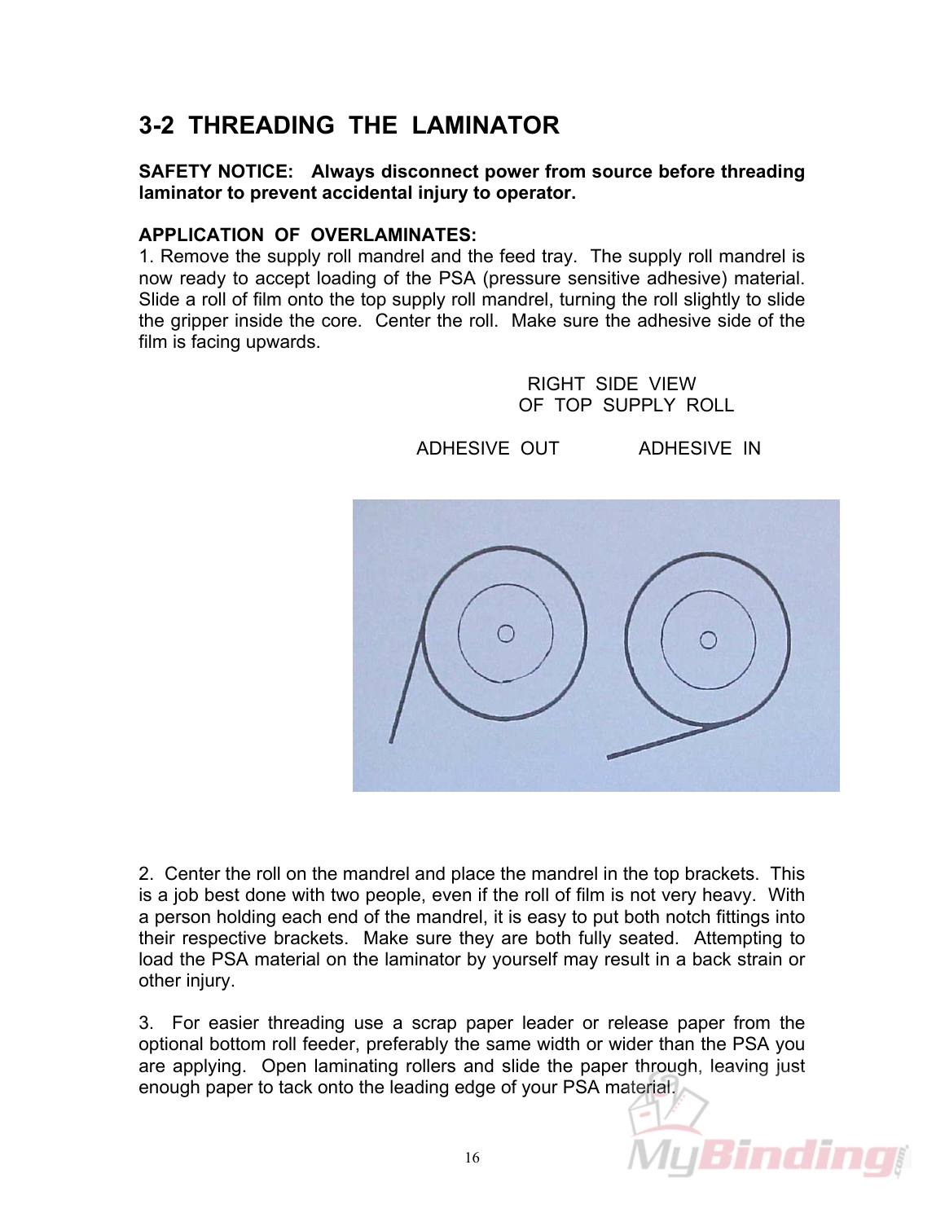## 3-2 THREADING THE LAMINATOR

**SAFETY NOTICE: Always disconnect power from source before threading laminator to prevent accidental injury to operator.**

**APPLICATION OF OVERLAMINATES:**

1. Remove the supply roll mandrel and the feed tray. The supply roll mandrel is now ready to accept loading of the PSA (pressure sensitive adhesive) material. Slide a roll of film onto the top supply roll mandrel, turning the roll slightly to slide the gripper inside the core. Center the roll. Make sure the adhesive side of the film is facing upwards.

RIGHT SIDE VIEW OF TOP SUPPLY ROLL

ADHESIVE OUT　　　　ADHESIVE IN

2. Center the roll on the mandrel and place the mandrel in the top brackets. This is a job best done with two people, even if the roll of film is not very heavy. With a person holding each end of the mandrel, it is easy to put both notch fittings into their respective brackets. Make sure they are both fully seated. Attempting to load the PSA material on the laminator by yourself may result in a back strain or other injury.

3. For easier threading use a scrap paper leader or release paper from the optional bottom roll feeder, preferably the same width or wider than the PSA you are applying. Open laminating rollers and slide the paper through, leaving just enough paper to tack onto the leading edge of your PSA material.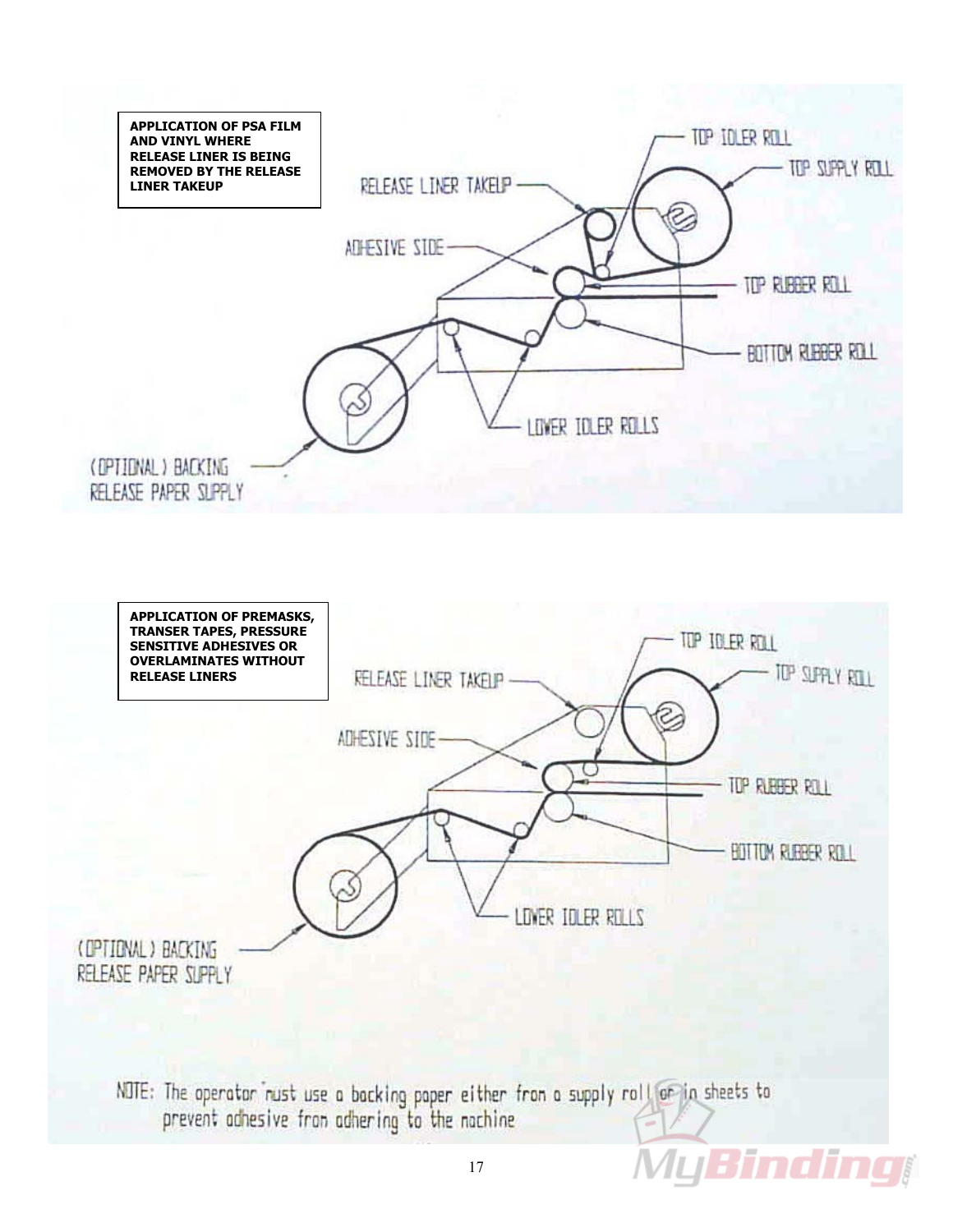**APPLICATION OF PSA FILM AND VINYL WHERE RELEASE LINER IS BEING REMOVED BY THE RELEASE LINER TAKEUP**

TOP IDLER ROLL

TOP SUPPLY ROLL

RELEASE LINER TAKEUP

ADHESIVE SIDE

TOP RUBBER ROLL

BOTTOM RUBBER ROLL

LOWER IDLER ROLLS

(OPTIONAL) BACKING RELEASE PAPER SUPPLY

**APPLICATION OF PREMASKS, TRANSER TAPES, PRESSURE SENSITIVE ADHESIVES OR OVERLAMINATES WITHOUT RELEASE LINERS**

TOP IDLER ROLL

TOP SUPPLY ROLL

RELEASE LINER TAKEUP

ADHESIVE SIDE

TOP RUBBER ROLL

BOTTOM RUBBER ROLL

LOWER IDLER ROLLS

(OPTIONAL) BACKING RELEASE PAPER SUPPLY

NOTE: The operator must use a backing paper either from a supply roll or in sheets to prevent adhesive from adhering to the machine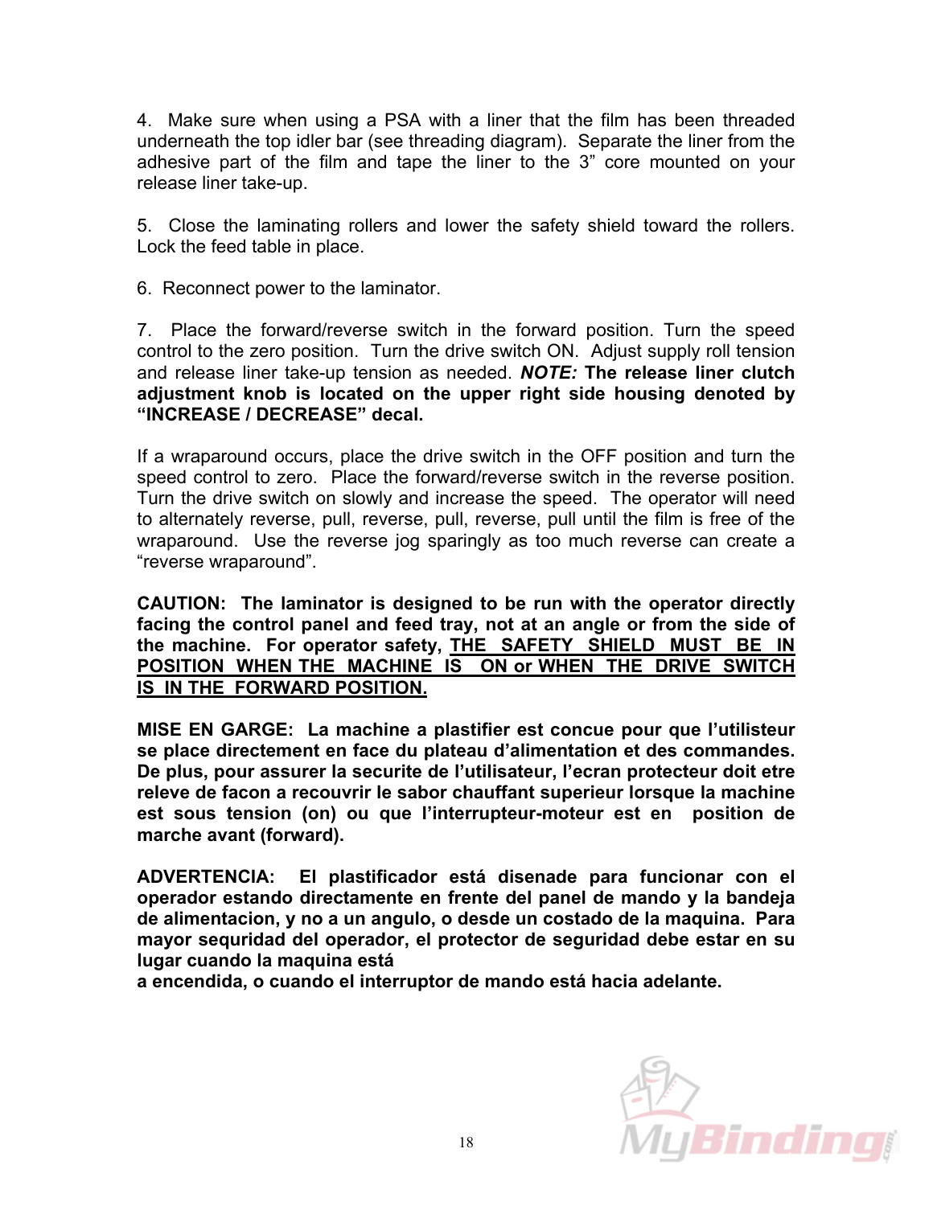4. Make sure when using a PSA with a liner that the film has been threaded underneath the top idler bar (see threading diagram). Separate the liner from the adhesive part of the film and tape the liner to the 3" core mounted on your release liner take-up.

5. Close the laminating rollers and lower the safety shield toward the rollers. Lock the feed table in place.

6. Reconnect power to the laminator.

7. Place the forward/reverse switch in the forward position. Turn the speed control to the zero position. Turn the drive switch ON. Adjust supply roll tension and release liner take-up tension as needed. ***NOTE:*** **The release liner clutch adjustment knob is located on the upper right side housing denoted by "INCREASE / DECREASE" decal.**

If a wraparound occurs, place the drive switch in the OFF position and turn the speed control to zero. Place the forward/reverse switch in the reverse position. Turn the drive switch on slowly and increase the speed. The operator will need to alternately reverse, pull, reverse, pull, reverse, pull until the film is free of the wraparound. Use the reverse jog sparingly as too much reverse can create a "reverse wraparound".

**CAUTION: The laminator is designed to be run with the operator directly facing the control panel and feed tray, not at an angle or from the side of the machine. For operator safety, <u>THE SAFETY SHIELD MUST BE IN POSITION WHEN THE MACHINE IS ON or WHEN THE DRIVE SWITCH IS IN THE FORWARD POSITION.</u>**

**MISE EN GARGE: La machine a plastifier est concue pour que l'utilisteur se place directement en face du plateau d'alimentation et des commandes. De plus, pour assurer la securite de l'utilisateur, l'ecran protecteur doit etre releve de facon a recouvrir le sabor chauffant superieur lorsque la machine est sous tension (on) ou que l'interrupteur-moteur est en position de marche avant (forward).**

**ADVERTENCIA: El plastificador está disenade para funcionar con el operador estando directamente en frente del panel de mando y la bandeja de alimentacion, y no a un angulo, o desde un costado de la maquina. Para mayor sequridad del operador, el protector de seguridad debe estar en su lugar cuando la maquina está
a encendida, o cuando el interruptor de mando está hacia adelante.**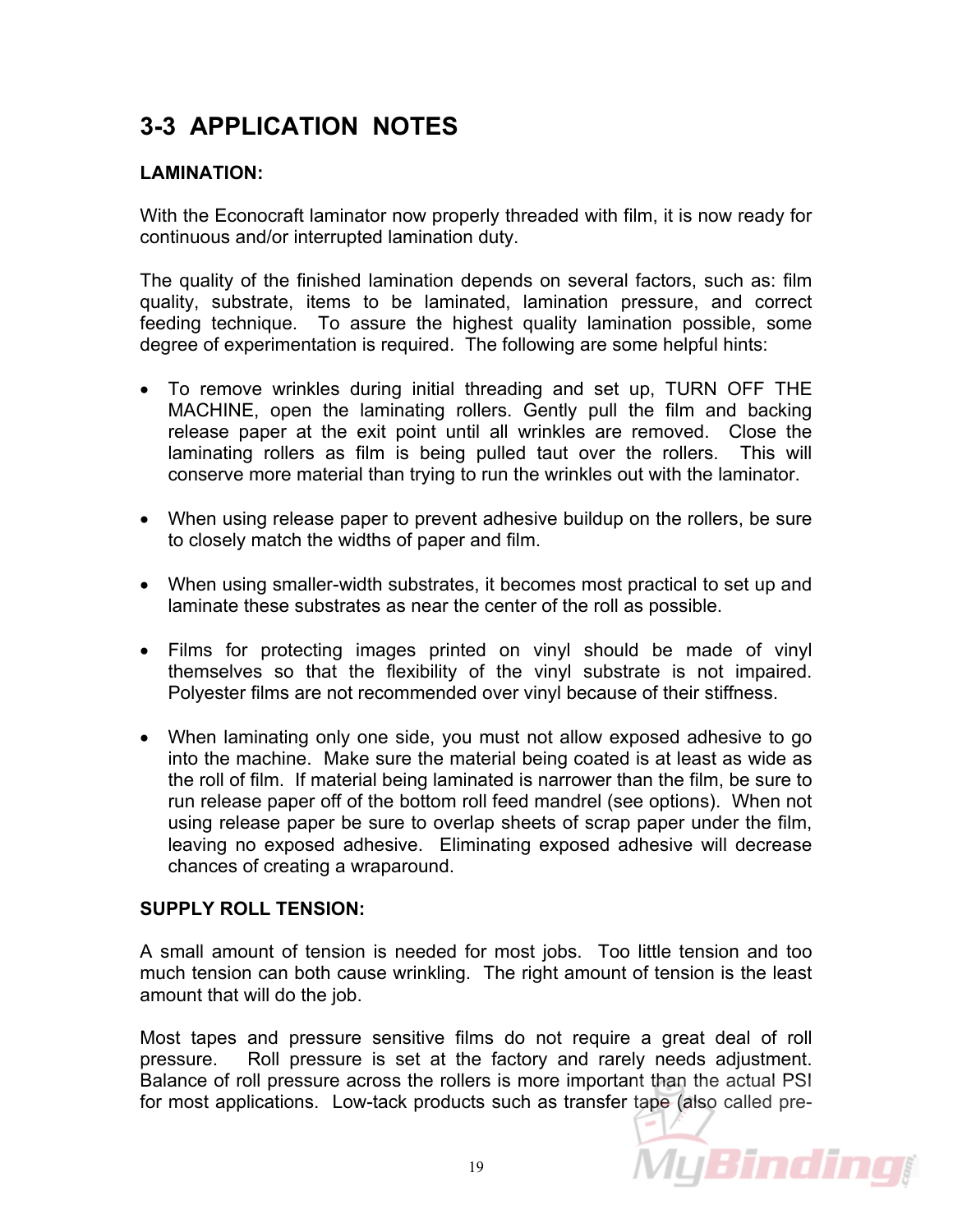## 3-3 APPLICATION NOTES

### LAMINATION:

With the Econocraft laminator now properly threaded with film, it is now ready for continuous and/or interrupted lamination duty.

The quality of the finished lamination depends on several factors, such as: film quality, substrate, items to be laminated, lamination pressure, and correct feeding technique. To assure the highest quality lamination possible, some degree of experimentation is required. The following are some helpful hints:

- To remove wrinkles during initial threading and set up, TURN OFF THE MACHINE, open the laminating rollers. Gently pull the film and backing release paper at the exit point until all wrinkles are removed. Close the laminating rollers as film is being pulled taut over the rollers. This will conserve more material than trying to run the wrinkles out with the laminator.
- When using release paper to prevent adhesive buildup on the rollers, be sure to closely match the widths of paper and film.
- When using smaller-width substrates, it becomes most practical to set up and laminate these substrates as near the center of the roll as possible.
- Films for protecting images printed on vinyl should be made of vinyl themselves so that the flexibility of the vinyl substrate is not impaired. Polyester films are not recommended over vinyl because of their stiffness.
- When laminating only one side, you must not allow exposed adhesive to go into the machine. Make sure the material being coated is at least as wide as the roll of film. If material being laminated is narrower than the film, be sure to run release paper off of the bottom roll feed mandrel (see options). When not using release paper be sure to overlap sheets of scrap paper under the film, leaving no exposed adhesive. Eliminating exposed adhesive will decrease chances of creating a wraparound.

### SUPPLY ROLL TENSION:

A small amount of tension is needed for most jobs. Too little tension and too much tension can both cause wrinkling. The right amount of tension is the least amount that will do the job.

Most tapes and pressure sensitive films do not require a great deal of roll pressure. Roll pressure is set at the factory and rarely needs adjustment. Balance of roll pressure across the rollers is more important than the actual PSI for most applications. Low-tack products such as transfer tape (also called pre-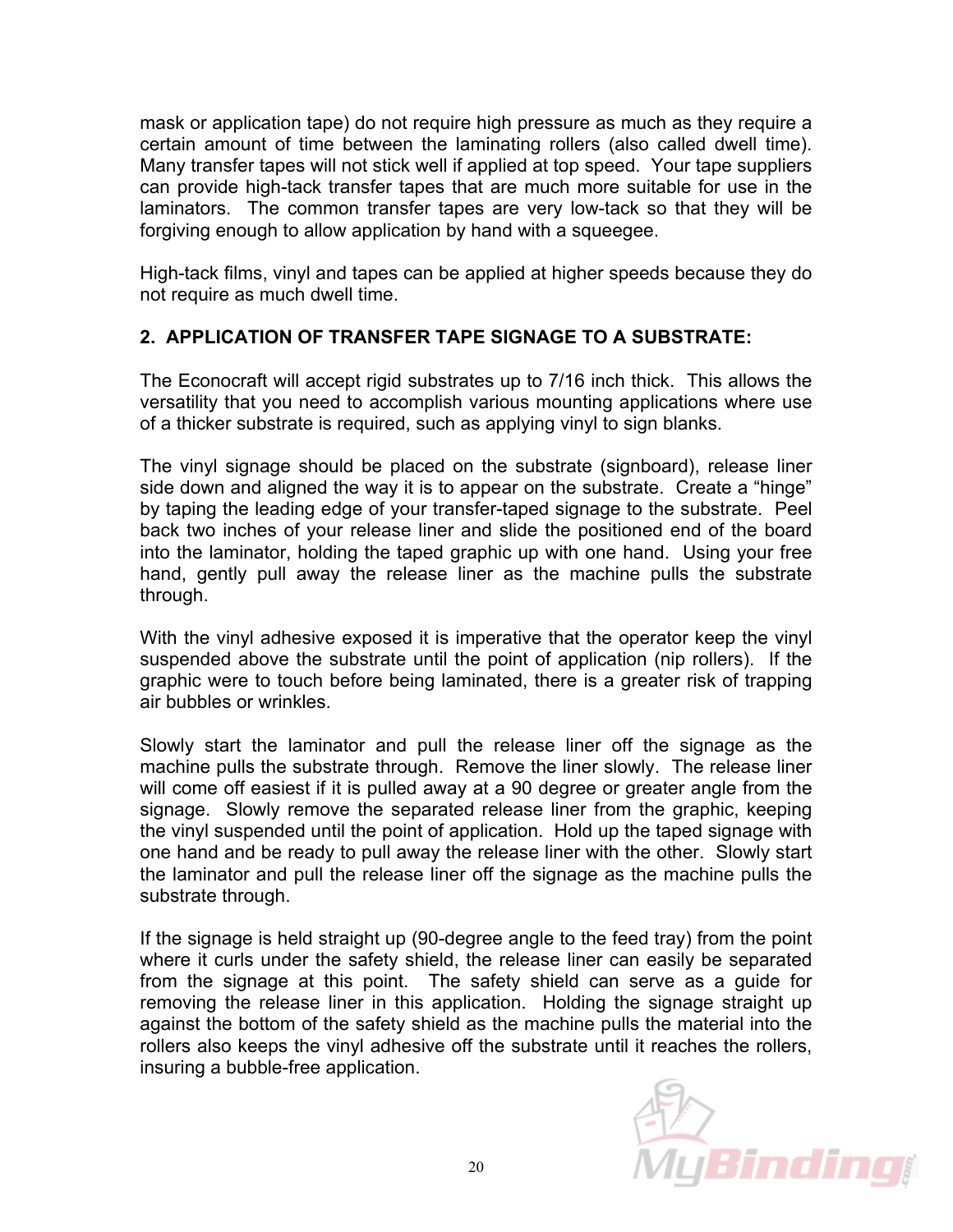mask or application tape) do not require high pressure as much as they require a certain amount of time between the laminating rollers (also called dwell time). Many transfer tapes will not stick well if applied at top speed. Your tape suppliers can provide high-tack transfer tapes that are much more suitable for use in the laminators. The common transfer tapes are very low-tack so that they will be forgiving enough to allow application by hand with a squeegee.

High-tack films, vinyl and tapes can be applied at higher speeds because they do not require as much dwell time.

## 2. APPLICATION OF TRANSFER TAPE SIGNAGE TO A SUBSTRATE:

The Econocraft will accept rigid substrates up to 7/16 inch thick. This allows the versatility that you need to accomplish various mounting applications where use of a thicker substrate is required, such as applying vinyl to sign blanks.

The vinyl signage should be placed on the substrate (signboard), release liner side down and aligned the way it is to appear on the substrate. Create a "hinge" by taping the leading edge of your transfer-taped signage to the substrate. Peel back two inches of your release liner and slide the positioned end of the board into the laminator, holding the taped graphic up with one hand. Using your free hand, gently pull away the release liner as the machine pulls the substrate through.

With the vinyl adhesive exposed it is imperative that the operator keep the vinyl suspended above the substrate until the point of application (nip rollers). If the graphic were to touch before being laminated, there is a greater risk of trapping air bubbles or wrinkles.

Slowly start the laminator and pull the release liner off the signage as the machine pulls the substrate through. Remove the liner slowly. The release liner will come off easiest if it is pulled away at a 90 degree or greater angle from the signage. Slowly remove the separated release liner from the graphic, keeping the vinyl suspended until the point of application. Hold up the taped signage with one hand and be ready to pull away the release liner with the other. Slowly start the laminator and pull the release liner off the signage as the machine pulls the substrate through.

If the signage is held straight up (90-degree angle to the feed tray) from the point where it curls under the safety shield, the release liner can easily be separated from the signage at this point. The safety shield can serve as a guide for removing the release liner in this application. Holding the signage straight up against the bottom of the safety shield as the machine pulls the material into the rollers also keeps the vinyl adhesive off the substrate until it reaches the rollers, insuring a bubble-free application.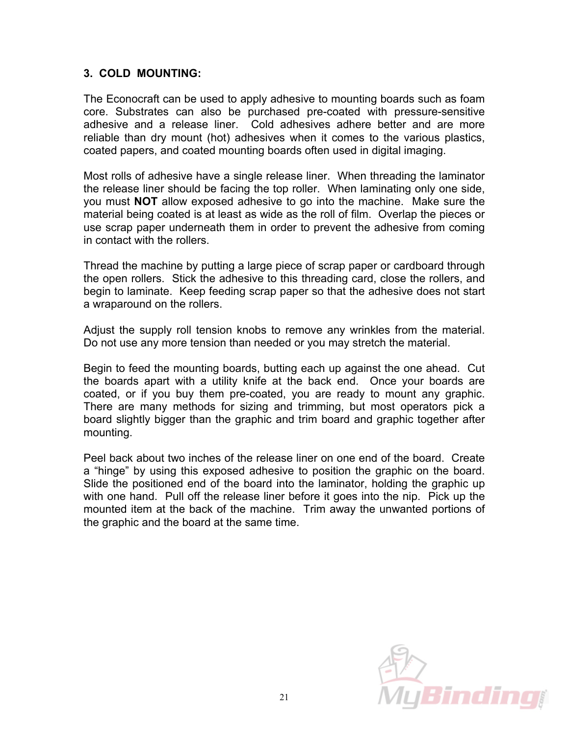### 3. COLD MOUNTING:

The Econocraft can be used to apply adhesive to mounting boards such as foam core. Substrates can also be purchased pre-coated with pressure-sensitive adhesive and a release liner. Cold adhesives adhere better and are more reliable than dry mount (hot) adhesives when it comes to the various plastics, coated papers, and coated mounting boards often used in digital imaging.

Most rolls of adhesive have a single release liner. When threading the laminator the release liner should be facing the top roller. When laminating only one side, you must **NOT** allow exposed adhesive to go into the machine. Make sure the material being coated is at least as wide as the roll of film. Overlap the pieces or use scrap paper underneath them in order to prevent the adhesive from coming in contact with the rollers.

Thread the machine by putting a large piece of scrap paper or cardboard through the open rollers. Stick the adhesive to this threading card, close the rollers, and begin to laminate. Keep feeding scrap paper so that the adhesive does not start a wraparound on the rollers.

Adjust the supply roll tension knobs to remove any wrinkles from the material. Do not use any more tension than needed or you may stretch the material.

Begin to feed the mounting boards, butting each up against the one ahead. Cut the boards apart with a utility knife at the back end. Once your boards are coated, or if you buy them pre-coated, you are ready to mount any graphic. There are many methods for sizing and trimming, but most operators pick a board slightly bigger than the graphic and trim board and graphic together after mounting.

Peel back about two inches of the release liner on one end of the board. Create a "hinge" by using this exposed adhesive to position the graphic on the board. Slide the positioned end of the board into the laminator, holding the graphic up with one hand. Pull off the release liner before it goes into the nip. Pick up the mounted item at the back of the machine. Trim away the unwanted portions of the graphic and the board at the same time.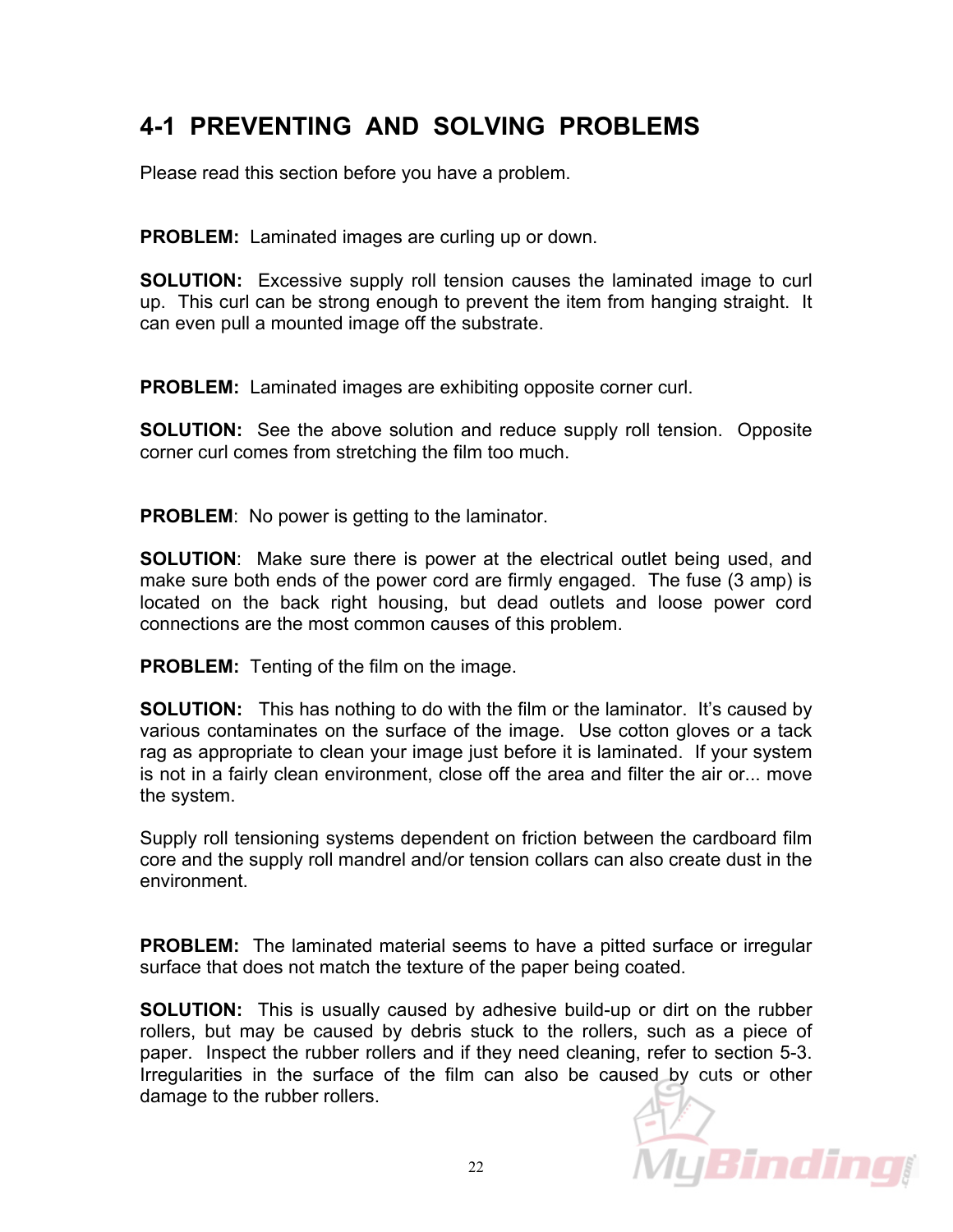## 4-1 PREVENTING AND SOLVING PROBLEMS

Please read this section before you have a problem.

**PROBLEM:** Laminated images are curling up or down.

**SOLUTION:** Excessive supply roll tension causes the laminated image to curl up. This curl can be strong enough to prevent the item from hanging straight. It can even pull a mounted image off the substrate.

**PROBLEM:** Laminated images are exhibiting opposite corner curl.

**SOLUTION:** See the above solution and reduce supply roll tension. Opposite corner curl comes from stretching the film too much.

**PROBLEM**: No power is getting to the laminator.

**SOLUTION**: Make sure there is power at the electrical outlet being used, and make sure both ends of the power cord are firmly engaged. The fuse (3 amp) is located on the back right housing, but dead outlets and loose power cord connections are the most common causes of this problem.

**PROBLEM:** Tenting of the film on the image.

**SOLUTION:** This has nothing to do with the film or the laminator. It's caused by various contaminates on the surface of the image. Use cotton gloves or a tack rag as appropriate to clean your image just before it is laminated. If your system is not in a fairly clean environment, close off the area and filter the air or... move the system.

Supply roll tensioning systems dependent on friction between the cardboard film core and the supply roll mandrel and/or tension collars can also create dust in the environment.

**PROBLEM:** The laminated material seems to have a pitted surface or irregular surface that does not match the texture of the paper being coated.

**SOLUTION:** This is usually caused by adhesive build-up or dirt on the rubber rollers, but may be caused by debris stuck to the rollers, such as a piece of paper. Inspect the rubber rollers and if they need cleaning, refer to section 5-3. Irregularities in the surface of the film can also be caused by cuts or other damage to the rubber rollers.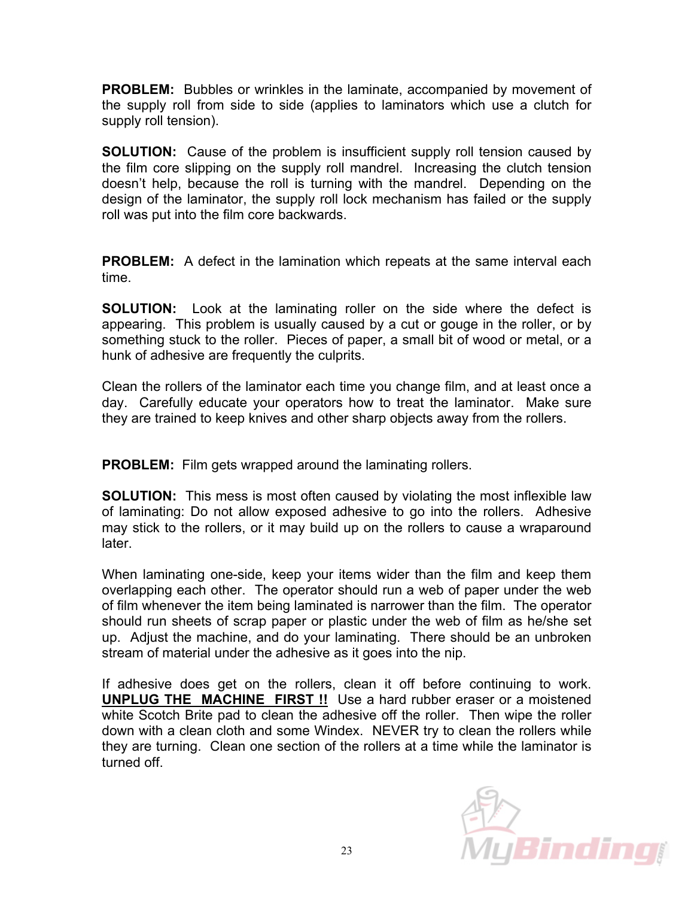**PROBLEM:** Bubbles or wrinkles in the laminate, accompanied by movement of the supply roll from side to side (applies to laminators which use a clutch for supply roll tension).

**SOLUTION:** Cause of the problem is insufficient supply roll tension caused by the film core slipping on the supply roll mandrel. Increasing the clutch tension doesn't help, because the roll is turning with the mandrel. Depending on the design of the laminator, the supply roll lock mechanism has failed or the supply roll was put into the film core backwards.

**PROBLEM:** A defect in the lamination which repeats at the same interval each time.

**SOLUTION:** Look at the laminating roller on the side where the defect is appearing. This problem is usually caused by a cut or gouge in the roller, or by something stuck to the roller. Pieces of paper, a small bit of wood or metal, or a hunk of adhesive are frequently the culprits.

Clean the rollers of the laminator each time you change film, and at least once a day. Carefully educate your operators how to treat the laminator. Make sure they are trained to keep knives and other sharp objects away from the rollers.

**PROBLEM:** Film gets wrapped around the laminating rollers.

**SOLUTION:** This mess is most often caused by violating the most inflexible law of laminating: Do not allow exposed adhesive to go into the rollers. Adhesive may stick to the rollers, or it may build up on the rollers to cause a wraparound later.

When laminating one-side, keep your items wider than the film and keep them overlapping each other. The operator should run a web of paper under the web of film whenever the item being laminated is narrower than the film. The operator should run sheets of scrap paper or plastic under the web of film as he/she set up. Adjust the machine, and do your laminating. There should be an unbroken stream of material under the adhesive as it goes into the nip.

If adhesive does get on the rollers, clean it off before continuing to work. **UNPLUG THE MACHINE FIRST !!** Use a hard rubber eraser or a moistened white Scotch Brite pad to clean the adhesive off the roller. Then wipe the roller down with a clean cloth and some Windex. NEVER try to clean the rollers while they are turning. Clean one section of the rollers at a time while the laminator is turned off.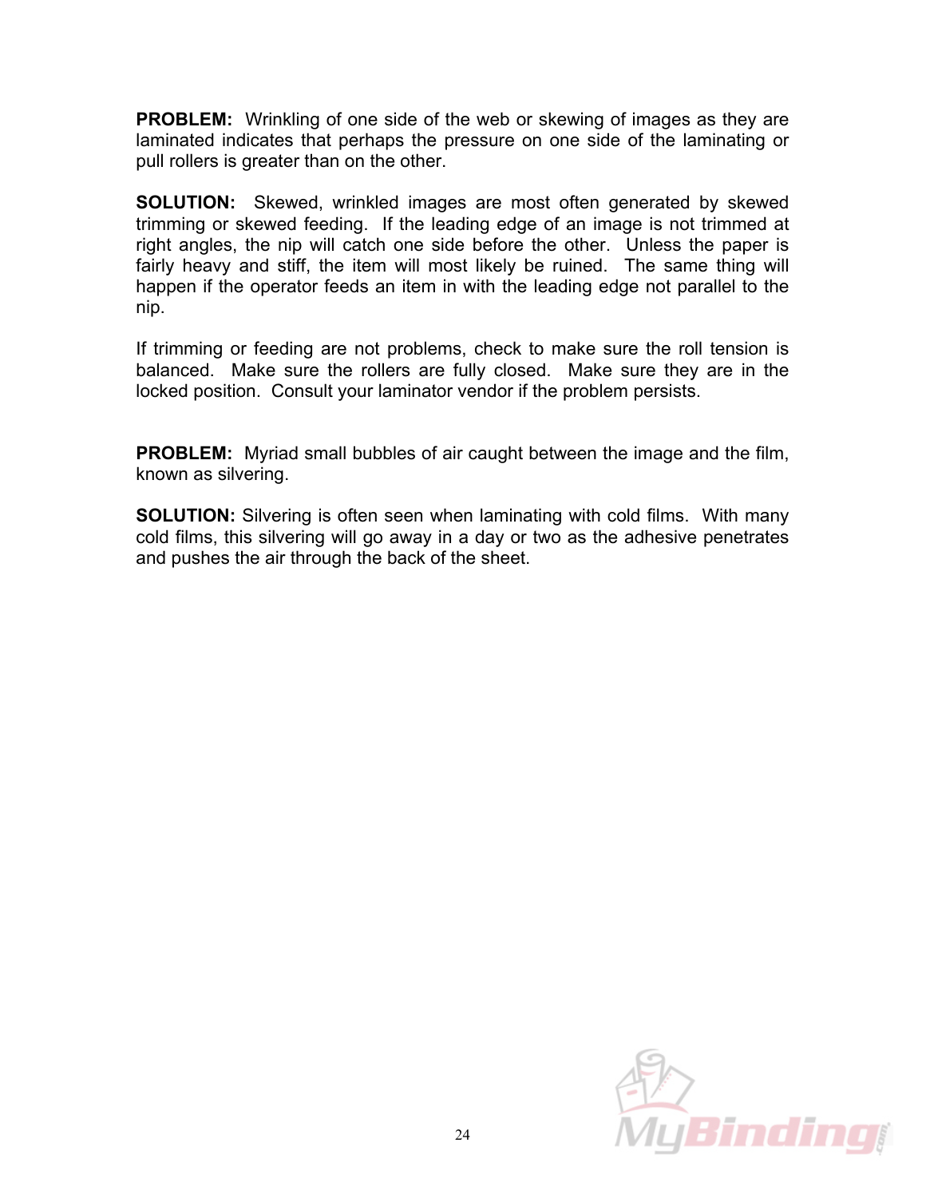**PROBLEM:** Wrinkling of one side of the web or skewing of images as they are laminated indicates that perhaps the pressure on one side of the laminating or pull rollers is greater than on the other.

**SOLUTION:** Skewed, wrinkled images are most often generated by skewed trimming or skewed feeding. If the leading edge of an image is not trimmed at right angles, the nip will catch one side before the other. Unless the paper is fairly heavy and stiff, the item will most likely be ruined. The same thing will happen if the operator feeds an item in with the leading edge not parallel to the nip.

If trimming or feeding are not problems, check to make sure the roll tension is balanced. Make sure the rollers are fully closed. Make sure they are in the locked position. Consult your laminator vendor if the problem persists.

**PROBLEM:** Myriad small bubbles of air caught between the image and the film, known as silvering.

**SOLUTION:** Silvering is often seen when laminating with cold films. With many cold films, this silvering will go away in a day or two as the adhesive penetrates and pushes the air through the back of the sheet.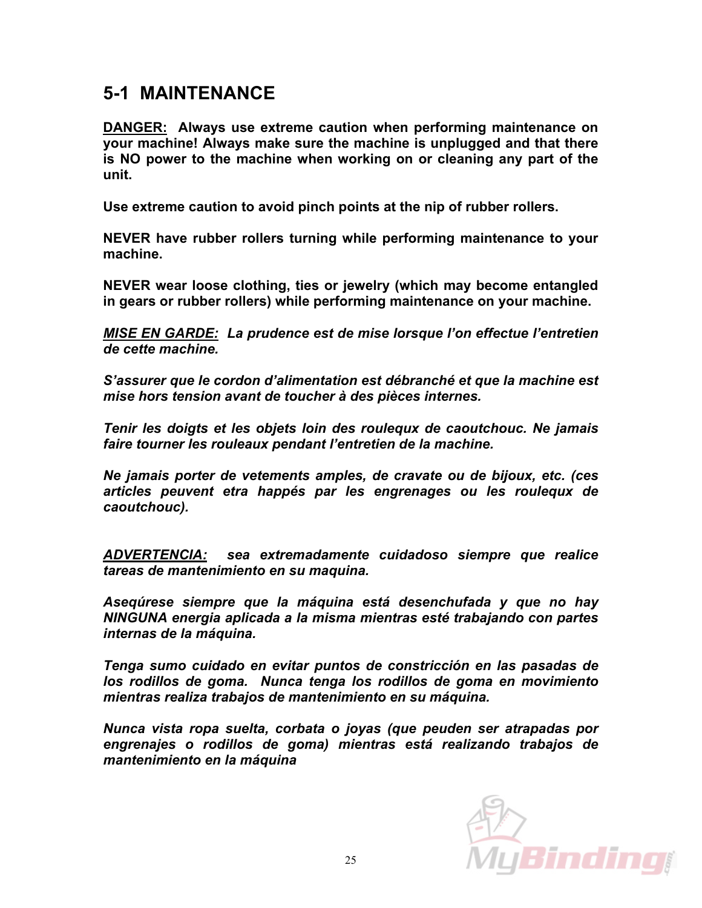# 5-1 MAINTENANCE

**<u>DANGER:</u> Always use extreme caution when performing maintenance on your machine! Always make sure the machine is unplugged and that there is NO power to the machine when working on or cleaning any part of the unit.**

**Use extreme caution to avoid pinch points at the nip of rubber rollers.**

**NEVER have rubber rollers turning while performing maintenance to your machine.**

**NEVER wear loose clothing, ties or jewelry (which may become entangled in gears or rubber rollers) while performing maintenance on your machine.**

***<u>MISE EN GARDE:</u> La prudence est de mise lorsque l'on effectue l'entretien de cette machine.***

***S'assurer que le cordon d'alimentation est débranché et que la machine est mise hors tension avant de toucher à des pièces internes.***

***Tenir les doigts et les objets loin des roulequx de caoutchouc. Ne jamais faire tourner les rouleaux pendant l'entretien de la machine.***

***Ne jamais porter de vetements amples, de cravate ou de bijoux, etc. (ces articles peuvent etra happés par les engrenages ou les roulequx de caoutchouc).***

***<u>ADVERTENCIA:</u> sea extremadamente cuidadoso siempre que realice tareas de mantenimiento en su maquina.***

***Asegúrese siempre que la máquina está desenchufada y que no hay NINGUNA energia aplicada a la misma mientras esté trabajando con partes internas de la máquina.***

***Tenga sumo cuidado en evitar puntos de constricción en las pasadas de los rodillos de goma. Nunca tenga los rodillos de goma en movimiento mientras realiza trabajos de mantenimiento en su máquina.***

***Nunca vista ropa suelta, corbata o joyas (que peuden ser atrapadas por engrenajes o rodillos de goma) mientras está realizando trabajos de mantenimiento en la máquina***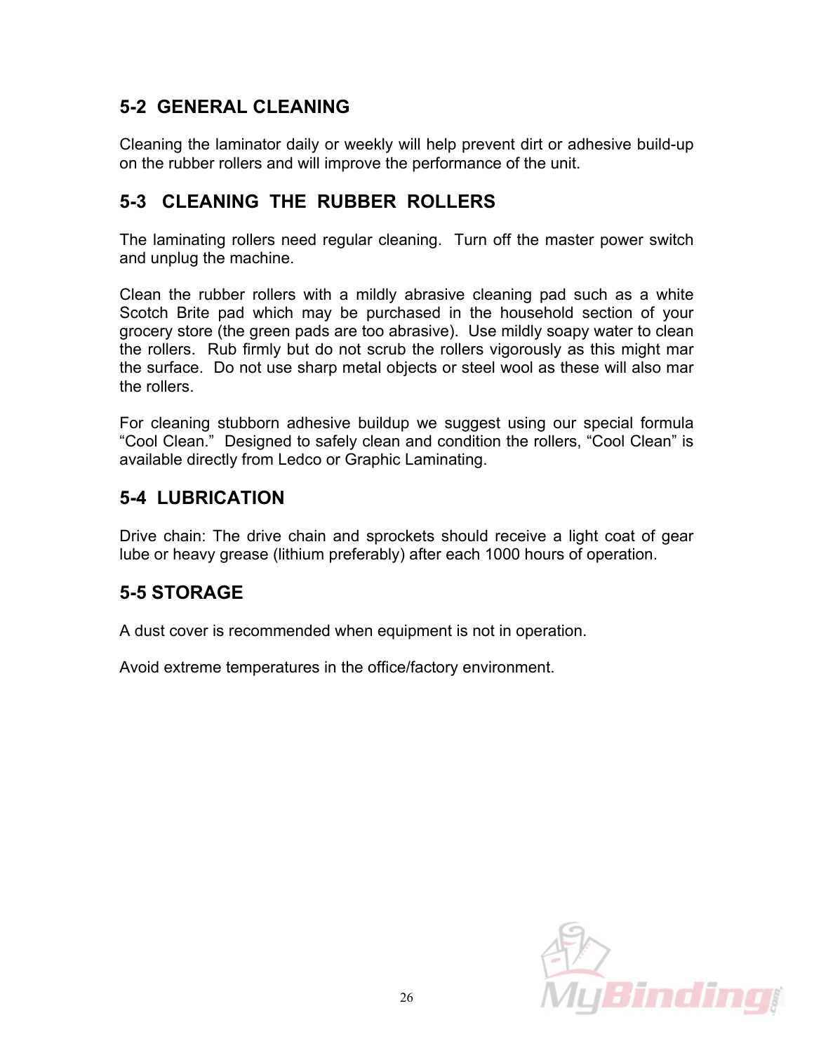## 5-2 GENERAL CLEANING

Cleaning the laminator daily or weekly will help prevent dirt or adhesive build-up on the rubber rollers and will improve the performance of the unit.

## 5-3 CLEANING THE RUBBER ROLLERS

The laminating rollers need regular cleaning. Turn off the master power switch and unplug the machine.

Clean the rubber rollers with a mildly abrasive cleaning pad such as a white Scotch Brite pad which may be purchased in the household section of your grocery store (the green pads are too abrasive). Use mildly soapy water to clean the rollers. Rub firmly but do not scrub the rollers vigorously as this might mar the surface. Do not use sharp metal objects or steel wool as these will also mar the rollers.

For cleaning stubborn adhesive buildup we suggest using our special formula “Cool Clean.” Designed to safely clean and condition the rollers, “Cool Clean” is available directly from Ledco or Graphic Laminating.

## 5-4 LUBRICATION

Drive chain: The drive chain and sprockets should receive a light coat of gear lube or heavy grease (lithium preferably) after each 1000 hours of operation.

## 5-5 STORAGE

A dust cover is recommended when equipment is not in operation.

Avoid extreme temperatures in the office/factory environment.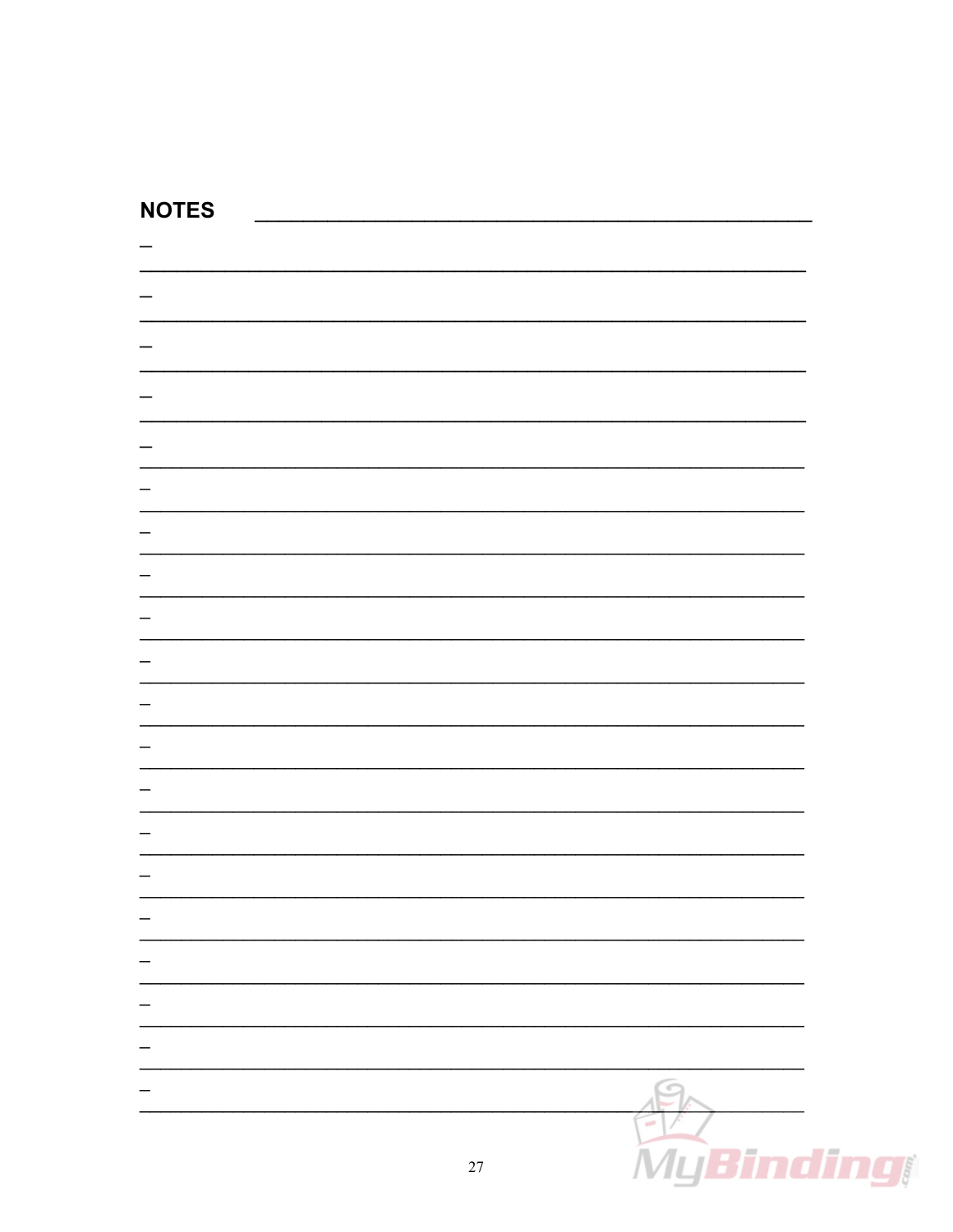## NOTES